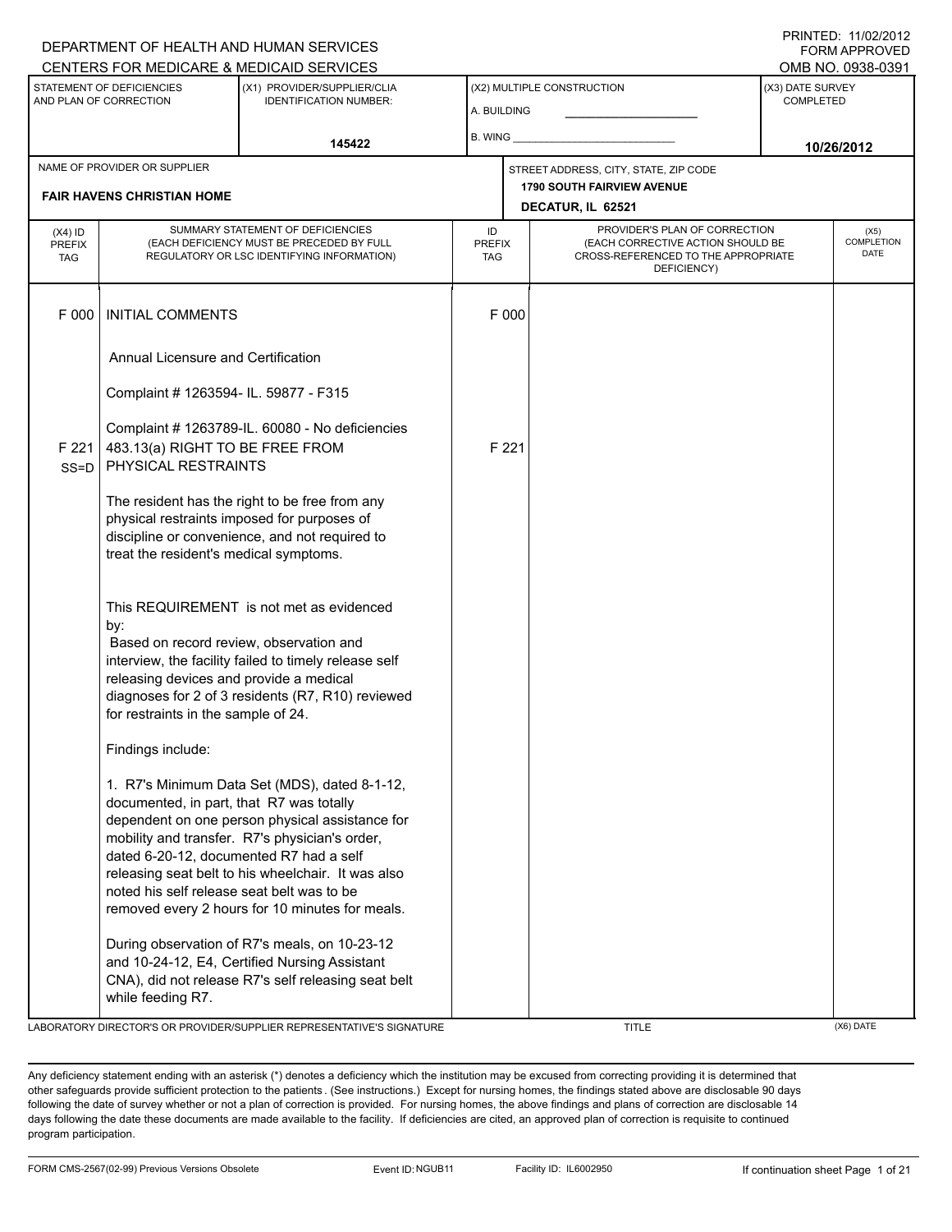DEPARTMENT OF HEALTH AND HUMAN SERVICES
CENTERS FOR MEDICARE & MEDICAID SERVICES

PRINTED: 11/02/2012
FORM APPROVED
OMB NO. 0938-0391

| STATEMENT OF DEFICIENCIES AND PLAN OF CORRECTION | (X1) PROVIDER/SUPPLIER/CLIA IDENTIFICATION NUMBER: | (X2) MULTIPLE CONSTRUCTION | (X3) DATE SURVEY COMPLETED |
|---|---|---|---|
| | 145422 | A. BUILDING ______ B. WING ______ | 10/26/2012 |

| NAME OF PROVIDER OR SUPPLIER | STREET ADDRESS, CITY, STATE, ZIP CODE |
|---|---|
| FAIR HAVENS CHRISTIAN HOME | 1790 SOUTH FAIRVIEW AVENUE DECATUR, IL 62521 |

| (X4) ID PREFIX TAG | SUMMARY STATEMENT OF DEFICIENCIES (EACH DEFICIENCY MUST BE PRECEDED BY FULL REGULATORY OR LSC IDENTIFYING INFORMATION) | ID PREFIX TAG | PROVIDER'S PLAN OF CORRECTION (EACH CORRECTIVE ACTION SHOULD BE CROSS-REFERENCED TO THE APPROPRIATE DEFICIENCY) | (X5) COMPLETION DATE |
|---|---|---|---|---|
| F 000 | INITIAL COMMENTS<br><br>Annual Licensure and Certification<br><br>Complaint # 1263594- IL. 59877 - F315<br><br>Complaint # 1263789-IL. 60080 - No deficiencies | F 000 | | |
| F 221 SS=D | 483.13(a) RIGHT TO BE FREE FROM PHYSICAL RESTRAINTS<br><br>The resident has the right to be free from any physical restraints imposed for purposes of discipline or convenience, and not required to treat the resident's medical symptoms.<br><br>This REQUIREMENT is not met as evidenced by:<br>Based on record review, observation and interview, the facility failed to timely release self releasing devices and provide a medical diagnoses for 2 of 3 residents (R7, R10) reviewed for restraints in the sample of 24.<br><br>Findings include:<br><br>1. R7's Minimum Data Set (MDS), dated 8-1-12, documented, in part, that R7 was totally dependent on one person physical assistance for mobility and transfer. R7's physician's order, dated 6-20-12, documented R7 had a self releasing seat belt to his wheelchair. It was also noted his self release seat belt was to be removed every 2 hours for 10 minutes for meals.<br><br>During observation of R7's meals, on 10-23-12 and 10-24-12, E4, Certified Nursing Assistant CNA), did not release R7's self releasing seat belt while feeding R7. | F 221 | | |

LABORATORY DIRECTOR'S OR PROVIDER/SUPPLIER REPRESENTATIVE'S SIGNATURE | TITLE | (X6) DATE

Any deficiency statement ending with an asterisk (*) denotes a deficiency which the institution may be excused from correcting providing it is determined that other safeguards provide sufficient protection to the patients . (See instructions.) Except for nursing homes, the findings stated above are disclosable 90 days following the date of survey whether or not a plan of correction is provided. For nursing homes, the above findings and plans of correction are disclosable 14 days following the date these documents are made available to the facility. If deficiencies are cited, an approved plan of correction is requisite to continued program participation.

FORM CMS-2567(02-99) Previous Versions Obsolete | Event ID: NGUB11 | Facility ID: IL6002950 | If continuation sheet Page 1 of 21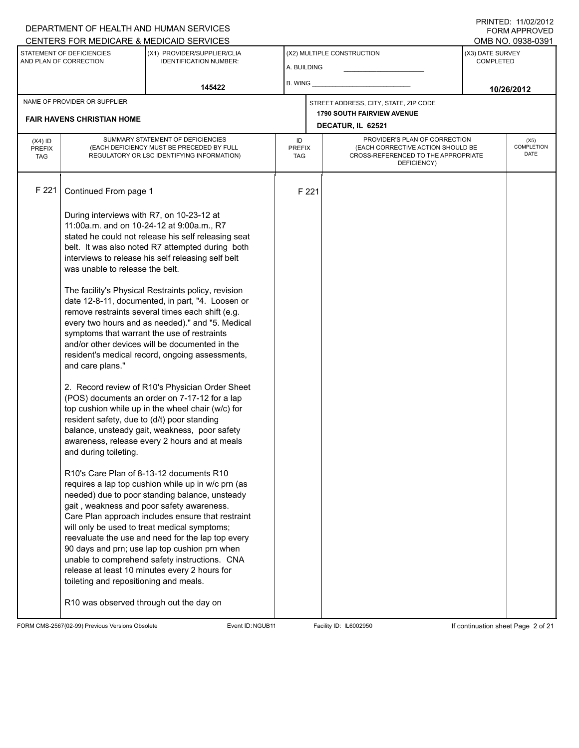DEPARTMENT OF HEALTH AND HUMAN SERVICES
CENTERS FOR MEDICARE & MEDICAID SERVICES

PRINTED: 11/02/2012
FORM APPROVED
OMB NO. 0938-0391

| STATEMENT OF DEFICIENCIES AND PLAN OF CORRECTION | (X1) PROVIDER/SUPPLIER/CLIA IDENTIFICATION NUMBER: | (X2) MULTIPLE CONSTRUCTION | (X3) DATE SURVEY COMPLETED |
|---|---|---|---|
| | 145422 | A. BUILDING ___ B. WING ___ | 10/26/2012 |

NAME OF PROVIDER OR SUPPLIER: **FAIR HAVENS CHRISTIAN HOME**

STREET ADDRESS, CITY, STATE, ZIP CODE: **1790 SOUTH FAIRVIEW AVENUE, DECATUR, IL 62521**

| (X4) ID PREFIX TAG | SUMMARY STATEMENT OF DEFICIENCIES (EACH DEFICIENCY MUST BE PRECEDED BY FULL REGULATORY OR LSC IDENTIFYING INFORMATION) | ID PREFIX TAG | PROVIDER'S PLAN OF CORRECTION (EACH CORRECTIVE ACTION SHOULD BE CROSS-REFERENCED TO THE APPROPRIATE DEFICIENCY) | (X5) COMPLETION DATE |
|---|---|---|---|---|
| F 221 | Continued From page 1 | F 221 | | |

During interviews with R7, on 10-23-12 at 11:00a.m. and on 10-24-12 at 9:00a.m., R7 stated he could not release his self releasing seat belt. It was also noted R7 attempted during both interviews to release his self releasing self belt was unable to release the belt.

The facility's Physical Restraints policy, revision date 12-8-11, documented, in part, "4. Loosen or remove restraints several times each shift (e.g. every two hours and as needed)." and "5. Medical symptoms that warrant the use of restraints and/or other devices will be documented in the resident's medical record, ongoing assessments, and care plans."

2. Record review of R10's Physician Order Sheet (POS) documents an order on 7-17-12 for a lap top cushion while up in the wheel chair (w/c) for resident safety, due to (d/t) poor standing balance, unsteady gait, weakness, poor safety awareness, release every 2 hours and at meals and during toileting.

R10's Care Plan of 8-13-12 documents R10 requires a lap top cushion while up in w/c prn (as needed) due to poor standing balance, unsteady gait , weakness and poor safety awareness. Care Plan approach includes ensure that restraint will only be used to treat medical symptoms; reevaluate the use and need for the lap top every 90 days and prn; use lap top cushion prn when unable to comprehend safety instructions. CNA release at least 10 minutes every 2 hours for toileting and repositioning and meals.

R10 was observed through out the day on

FORM CMS-2567(02-99) Previous Versions Obsolete    Event ID: NGUB11    Facility ID: IL6002950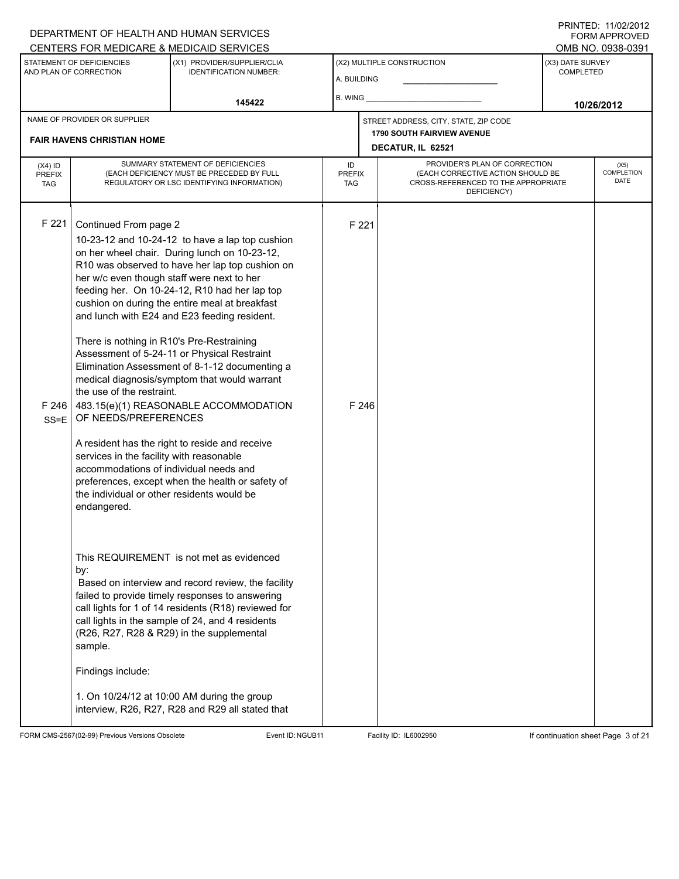DEPARTMENT OF HEALTH AND HUMAN SERVICES
CENTERS FOR MEDICARE & MEDICAID SERVICES

PRINTED: 11/02/2012
FORM APPROVED
OMB NO. 0938-0391

| STATEMENT OF DEFICIENCIES AND PLAN OF CORRECTION | (X1) PROVIDER/SUPPLIER/CLIA IDENTIFICATION NUMBER: | (X2) MULTIPLE CONSTRUCTION | (X3) DATE SURVEY COMPLETED |
|---|---|---|---|
| | 145422 | A. BUILDING<br>B. WING | 10/26/2012 |

NAME OF PROVIDER OR SUPPLIER: **FAIR HAVENS CHRISTIAN HOME**

STREET ADDRESS, CITY, STATE, ZIP CODE: **1790 SOUTH FAIRVIEW AVENUE, DECATUR, IL 62521**

| (X4) ID PREFIX TAG | SUMMARY STATEMENT OF DEFICIENCIES (EACH DEFICIENCY MUST BE PRECEDED BY FULL REGULATORY OR LSC IDENTIFYING INFORMATION) | ID PREFIX TAG | PROVIDER'S PLAN OF CORRECTION (EACH CORRECTIVE ACTION SHOULD BE CROSS-REFERENCED TO THE APPROPRIATE DEFICIENCY) | (X5) COMPLETION DATE |
|---|---|---|---|---|
| F 221 | Continued From page 2<br>10-23-12 and 10-24-12 to have a lap top cushion on her wheel chair. During lunch on 10-23-12, R10 was observed to have her lap top cushion on her w/c even though staff were next to her feeding her. On 10-24-12, R10 had her lap top cushion on during the entire meal at breakfast and lunch with E24 and E23 feeding resident.<br><br>There is nothing in R10's Pre-Restraining Assessment of 5-24-11 or Physical Restraint Elimination Assessment of 8-1-12 documenting a medical diagnosis/symptom that would warrant the use of the restraint. | F 221 | | |
| F 246<br>SS=E | 483.15(e)(1) REASONABLE ACCOMMODATION OF NEEDS/PREFERENCES<br><br>A resident has the right to reside and receive services in the facility with reasonable accommodations of individual needs and preferences, except when the health or safety of the individual or other residents would be endangered.<br><br>This REQUIREMENT is not met as evidenced by:<br>Based on interview and record review, the facility failed to provide timely responses to answering call lights for 1 of 14 residents (R18) reviewed for call lights in the sample of 24, and 4 residents (R26, R27, R28 & R29) in the supplemental sample.<br><br>Findings include:<br><br>1. On 10/24/12 at 10:00 AM during the group interview, R26, R27, R28 and R29 all stated that | F 246 | | |

FORM CMS-2567(02-99) Previous Versions Obsolete | Event ID: NGUB11 | Facility ID: IL6002950 | If continuation sheet Page 3 of 21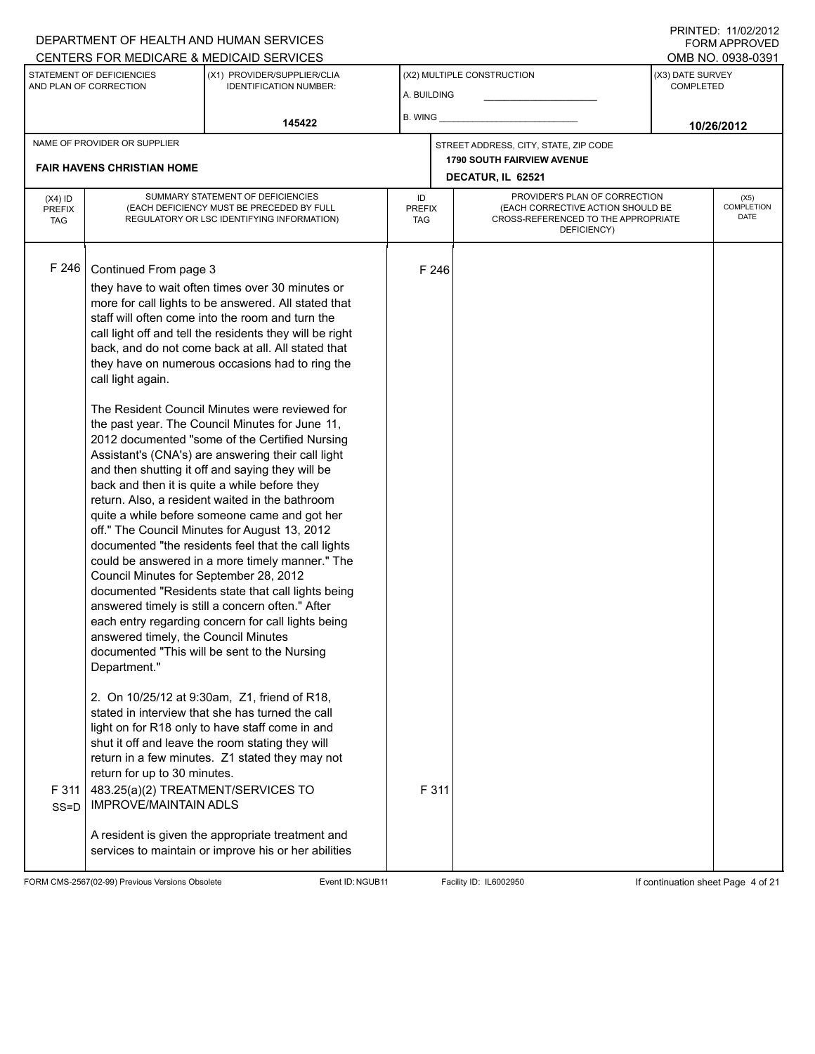DEPARTMENT OF HEALTH AND HUMAN SERVICES
CENTERS FOR MEDICARE & MEDICAID SERVICES

PRINTED: 11/02/2012
FORM APPROVED
OMB NO. 0938-0391

| STATEMENT OF DEFICIENCIES AND PLAN OF CORRECTION | (X1) PROVIDER/SUPPLIER/CLIA IDENTIFICATION NUMBER: | (X2) MULTIPLE CONSTRUCTION | (X3) DATE SURVEY COMPLETED |
|---|---|---|---|
| | 145422 | A. BUILDING<br>B. WING | 10/26/2012 |

NAME OF PROVIDER OR SUPPLIER: **FAIR HAVENS CHRISTIAN HOME**

STREET ADDRESS, CITY, STATE, ZIP CODE: **1790 SOUTH FAIRVIEW AVENUE, DECATUR, IL 62521**

| (X4) ID PREFIX TAG | SUMMARY STATEMENT OF DEFICIENCIES (EACH DEFICIENCY MUST BE PRECEDED BY FULL REGULATORY OR LSC IDENTIFYING INFORMATION) | ID PREFIX TAG | PROVIDER'S PLAN OF CORRECTION (EACH CORRECTIVE ACTION SHOULD BE CROSS-REFERENCED TO THE APPROPRIATE DEFICIENCY) | (X5) COMPLETION DATE |
|---|---|---|---|---|
| F 246 | Continued From page 3<br>they have to wait often times over 30 minutes or more for call lights to be answered. All stated that staff will often come into the room and turn the call light off and tell the residents they will be right back, and do not come back at all. All stated that they have on numerous occasions had to ring the call light again.<br><br>The Resident Council Minutes were reviewed for the past year. The Council Minutes for June 11, 2012 documented "some of the Certified Nursing Assistant's (CNA's) are answering their call light and then shutting it off and saying they will be back and then it is quite a while before they return. Also, a resident waited in the bathroom quite a while before someone came and got her off." The Council Minutes for August 13, 2012 documented "the residents feel that the call lights could be answered in a more timely manner." The Council Minutes for September 28, 2012 documented "Residents state that call lights being answered timely is still a concern often." After each entry regarding concern for call lights being answered timely, the Council Minutes documented "This will be sent to the Nursing Department."<br><br>2. On 10/25/12 at 9:30am, Z1, friend of R18, stated in interview that she has turned the call light on for R18 only to have staff come in and shut it off and leave the room stating they will return in a few minutes. Z1 stated they may not return for up to 30 minutes. | F 246 | | |
| F 311<br>SS=D | 483.25(a)(2) TREATMENT/SERVICES TO IMPROVE/MAINTAIN ADLS<br><br>A resident is given the appropriate treatment and services to maintain or improve his or her abilities | F 311 | | |

FORM CMS-2567(02-99) Previous Versions Obsolete | Event ID: NGUB11 | Facility ID: IL6002950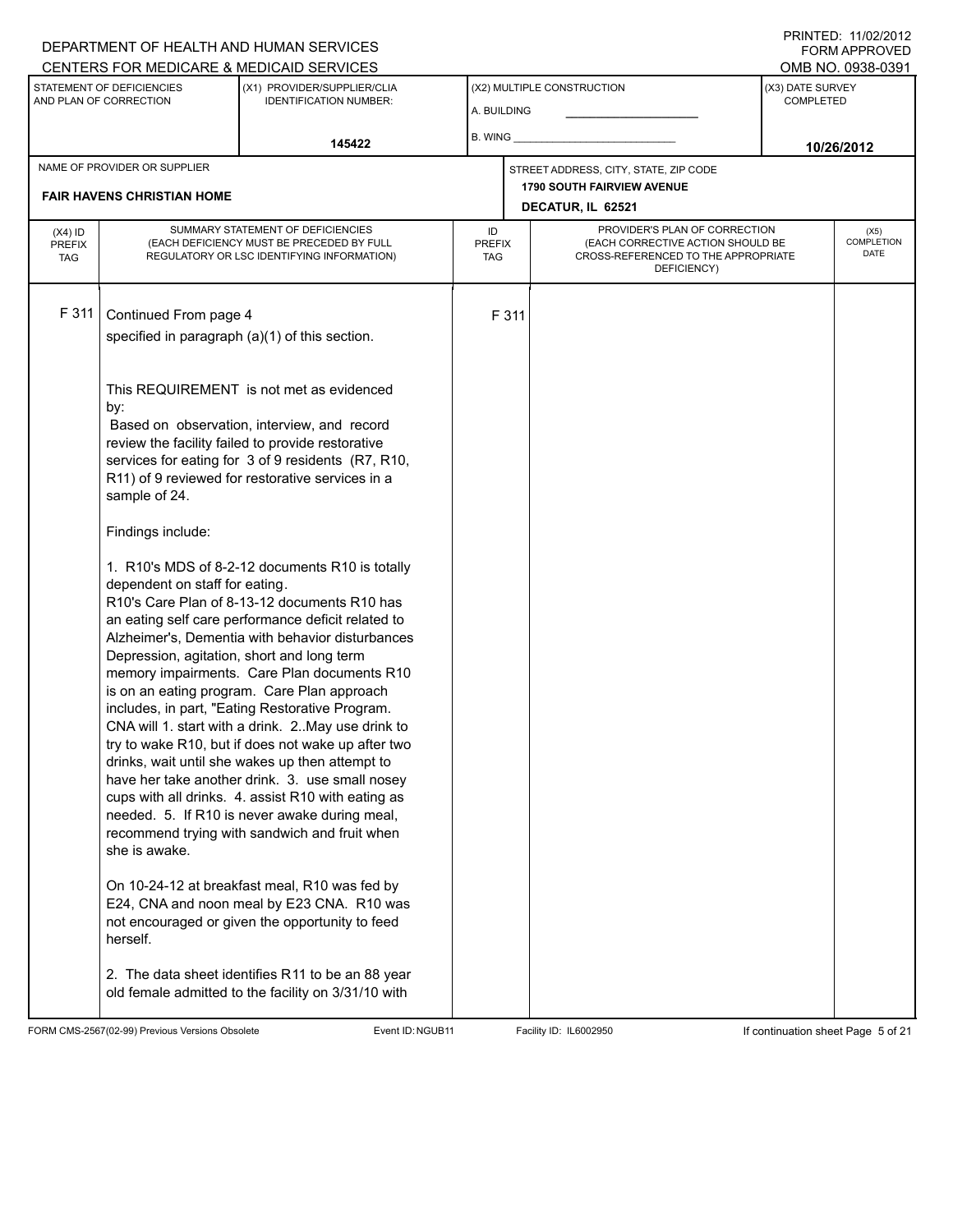DEPARTMENT OF HEALTH AND HUMAN SERVICES
CENTERS FOR MEDICARE & MEDICAID SERVICES

PRINTED: 11/02/2012
FORM APPROVED
OMB NO. 0938-0391

| STATEMENT OF DEFICIENCIES AND PLAN OF CORRECTION | (X1) PROVIDER/SUPPLIER/CLIA IDENTIFICATION NUMBER: | (X2) MULTIPLE CONSTRUCTION | (X3) DATE SURVEY COMPLETED |
|---|---|---|---|
| | 145422 | A. BUILDING<br>B. WING | 10/26/2012 |

NAME OF PROVIDER OR SUPPLIER: **FAIR HAVENS CHRISTIAN HOME**

STREET ADDRESS, CITY, STATE, ZIP CODE: **1790 SOUTH FAIRVIEW AVENUE, DECATUR, IL 62521**

| (X4) ID PREFIX TAG | SUMMARY STATEMENT OF DEFICIENCIES (EACH DEFICIENCY MUST BE PRECEDED BY FULL REGULATORY OR LSC IDENTIFYING INFORMATION) | ID PREFIX TAG | PROVIDER'S PLAN OF CORRECTION (EACH CORRECTIVE ACTION SHOULD BE CROSS-REFERENCED TO THE APPROPRIATE DEFICIENCY) | (X5) COMPLETION DATE |
|---|---|---|---|---|
| F 311 | Continued From page 4 | F 311 | | |

specified in paragraph (a)(1) of this section.

This REQUIREMENT is not met as evidenced by:
Based on observation, interview, and record review the facility failed to provide restorative services for eating for 3 of 9 residents (R7, R10, R11) of 9 reviewed for restorative services in a sample of 24.

Findings include:

1. R10's MDS of 8-2-12 documents R10 is totally dependent on staff for eating.
R10's Care Plan of 8-13-12 documents R10 has an eating self care performance deficit related to Alzheimer's, Dementia with behavior disturbances Depression, agitation, short and long term memory impairments. Care Plan documents R10 is on an eating program. Care Plan approach includes, in part, "Eating Restorative Program. CNA will 1. start with a drink. 2..May use drink to try to wake R10, but if does not wake up after two drinks, wait until she wakes up then attempt to have her take another drink. 3. use small nosey cups with all drinks. 4. assist R10 with eating as needed. 5. If R10 is never awake during meal, recommend trying with sandwich and fruit when she is awake.

On 10-24-12 at breakfast meal, R10 was fed by E24, CNA and noon meal by E23 CNA. R10 was not encouraged or given the opportunity to feed herself.

2. The data sheet identifies R11 to be an 88 year old female admitted to the facility on 3/31/10 with

FORM CMS-2567(02-99) Previous Versions Obsolete Event ID: NGUB11 Facility ID: IL6002950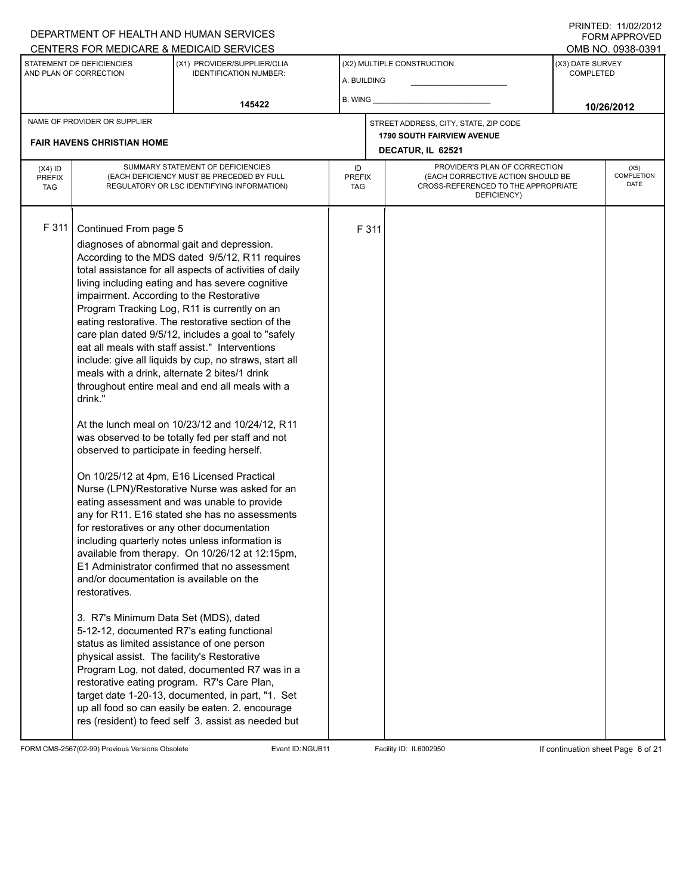DEPARTMENT OF HEALTH AND HUMAN SERVICES
CENTERS FOR MEDICARE & MEDICAID SERVICES

PRINTED: 11/02/2012
FORM APPROVED
OMB NO. 0938-0391

| STATEMENT OF DEFICIENCIES AND PLAN OF CORRECTION | (X1) PROVIDER/SUPPLIER/CLIA IDENTIFICATION NUMBER: | (X2) MULTIPLE CONSTRUCTION | (X3) DATE SURVEY COMPLETED |
|---|---|---|---|
| | 145422 | A. BUILDING<br>B. WING | 10/26/2012 |

| NAME OF PROVIDER OR SUPPLIER | STREET ADDRESS, CITY, STATE, ZIP CODE |
|---|---|
| FAIR HAVENS CHRISTIAN HOME | 1790 SOUTH FAIRVIEW AVENUE<br>DECATUR, IL 62521 |

| (X4) ID PREFIX TAG | SUMMARY STATEMENT OF DEFICIENCIES (EACH DEFICIENCY MUST BE PRECEDED BY FULL REGULATORY OR LSC IDENTIFYING INFORMATION) | ID PREFIX TAG | PROVIDER'S PLAN OF CORRECTION (EACH CORRECTIVE ACTION SHOULD BE CROSS-REFERENCED TO THE APPROPRIATE DEFICIENCY) | (X5) COMPLETION DATE |
|---|---|---|---|---|
| F 311 | Continued From page 5 | F 311 | | |

diagnoses of abnormal gait and depression. According to the MDS dated 9/5/12, R11 requires total assistance for all aspects of activities of daily living including eating and has severe cognitive impairment. According to the Restorative Program Tracking Log, R11 is currently on an eating restorative. The restorative section of the care plan dated 9/5/12, includes a goal to "safely eat all meals with staff assist." Interventions include: give all liquids by cup, no straws, start all meals with a drink, alternate 2 bites/1 drink throughout entire meal and end all meals with a drink."

At the lunch meal on 10/23/12 and 10/24/12, R11 was observed to be totally fed per staff and not observed to participate in feeding herself.

On 10/25/12 at 4pm, E16 Licensed Practical Nurse (LPN)/Restorative Nurse was asked for an eating assessment and was unable to provide any for R11. E16 stated she has no assessments for restoratives or any other documentation including quarterly notes unless information is available from therapy. On 10/26/12 at 12:15pm, E1 Administrator confirmed that no assessment and/or documentation is available on the restoratives.

3. R7's Minimum Data Set (MDS), dated 5-12-12, documented R7's eating functional status as limited assistance of one person physical assist. The facility's Restorative Program Log, not dated, documented R7 was in a restorative eating program. R7's Care Plan, target date 1-20-13, documented, in part, "1. Set up all food so can easily be eaten. 2. encourage res (resident) to feed self 3. assist as needed but

FORM CMS-2567(02-99) Previous Versions Obsolete Event ID: NGUB11 Facility ID: IL6002950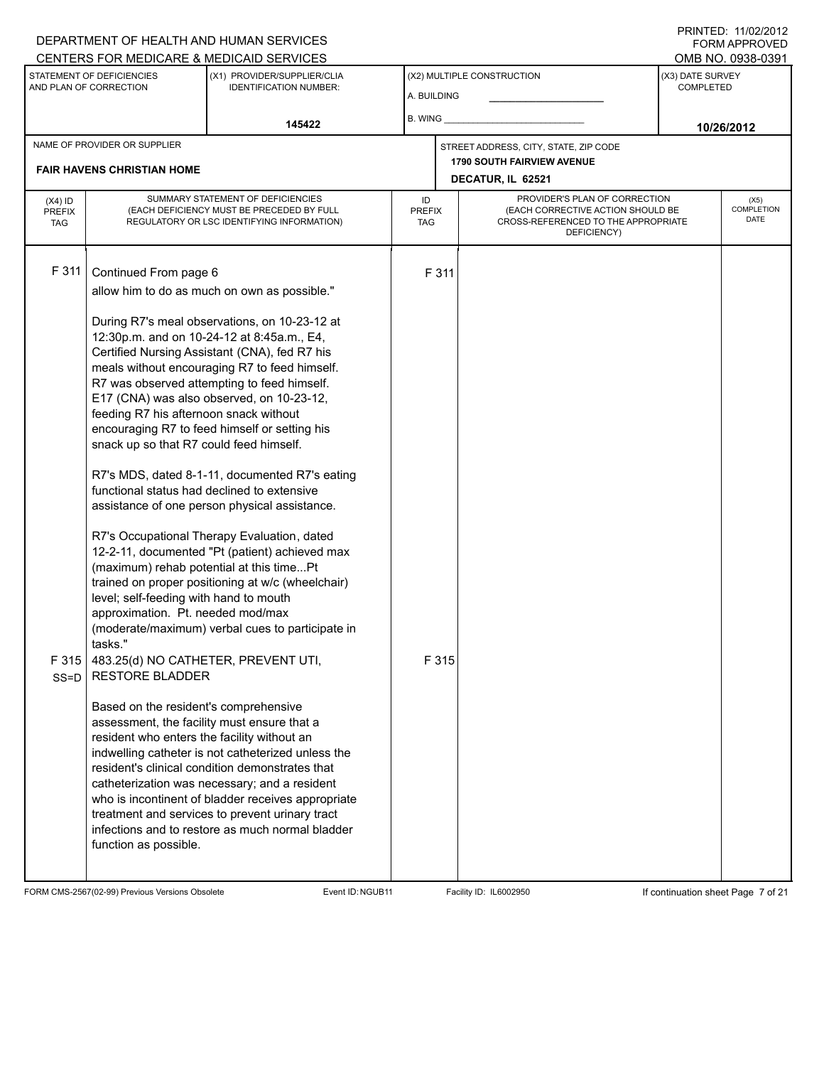DEPARTMENT OF HEALTH AND HUMAN SERVICES
CENTERS FOR MEDICARE & MEDICAID SERVICES

PRINTED: 11/02/2012
FORM APPROVED
OMB NO. 0938-0391

| STATEMENT OF DEFICIENCIES AND PLAN OF CORRECTION | (X1) PROVIDER/SUPPLIER/CLIA IDENTIFICATION NUMBER: | (X2) MULTIPLE CONSTRUCTION | (X3) DATE SURVEY COMPLETED |
|---|---|---|---|
| | 145422 | A. BUILDING<br>B. WING | 10/26/2012 |

NAME OF PROVIDER OR SUPPLIER: **FAIR HAVENS CHRISTIAN HOME**

STREET ADDRESS, CITY, STATE, ZIP CODE: **1790 SOUTH FAIRVIEW AVENUE, DECATUR, IL 62521**

| (X4) ID PREFIX TAG | SUMMARY STATEMENT OF DEFICIENCIES (EACH DEFICIENCY MUST BE PRECEDED BY FULL REGULATORY OR LSC IDENTIFYING INFORMATION) | ID PREFIX TAG | PROVIDER'S PLAN OF CORRECTION (EACH CORRECTIVE ACTION SHOULD BE CROSS-REFERENCED TO THE APPROPRIATE DEFICIENCY) | (X5) COMPLETION DATE |
|---|---|---|---|---|
| F 311 | Continued From page 6<br>allow him to do as much on own as possible."<br><br>During R7's meal observations, on 10-23-12 at 12:30p.m. and on 10-24-12 at 8:45a.m., E4, Certified Nursing Assistant (CNA), fed R7 his meals without encouraging R7 to feed himself. R7 was observed attempting to feed himself. E17 (CNA) was also observed, on 10-23-12, feeding R7 his afternoon snack without encouraging R7 to feed himself or setting his snack up so that R7 could feed himself.<br><br>R7's MDS, dated 8-1-11, documented R7's eating functional status had declined to extensive assistance of one person physical assistance.<br><br>R7's Occupational Therapy Evaluation, dated 12-2-11, documented "Pt (patient) achieved max (maximum) rehab potential at this time...Pt trained on proper positioning at w/c (wheelchair) level; self-feeding with hand to mouth approximation. Pt. needed mod/max (moderate/maximum) verbal cues to participate in tasks." | F 311 | | |
| F 315<br>SS=D | 483.25(d) NO CATHETER, PREVENT UTI, RESTORE BLADDER<br><br>Based on the resident's comprehensive assessment, the facility must ensure that a resident who enters the facility without an indwelling catheter is not catheterized unless the resident's clinical condition demonstrates that catheterization was necessary; and a resident who is incontinent of bladder receives appropriate treatment and services to prevent urinary tract infections and to restore as much normal bladder function as possible. | F 315 | | |

FORM CMS-2567(02-99) Previous Versions Obsolete Event ID: NGUB11 Facility ID: IL6002950 If continuation sheet Page 7 of 21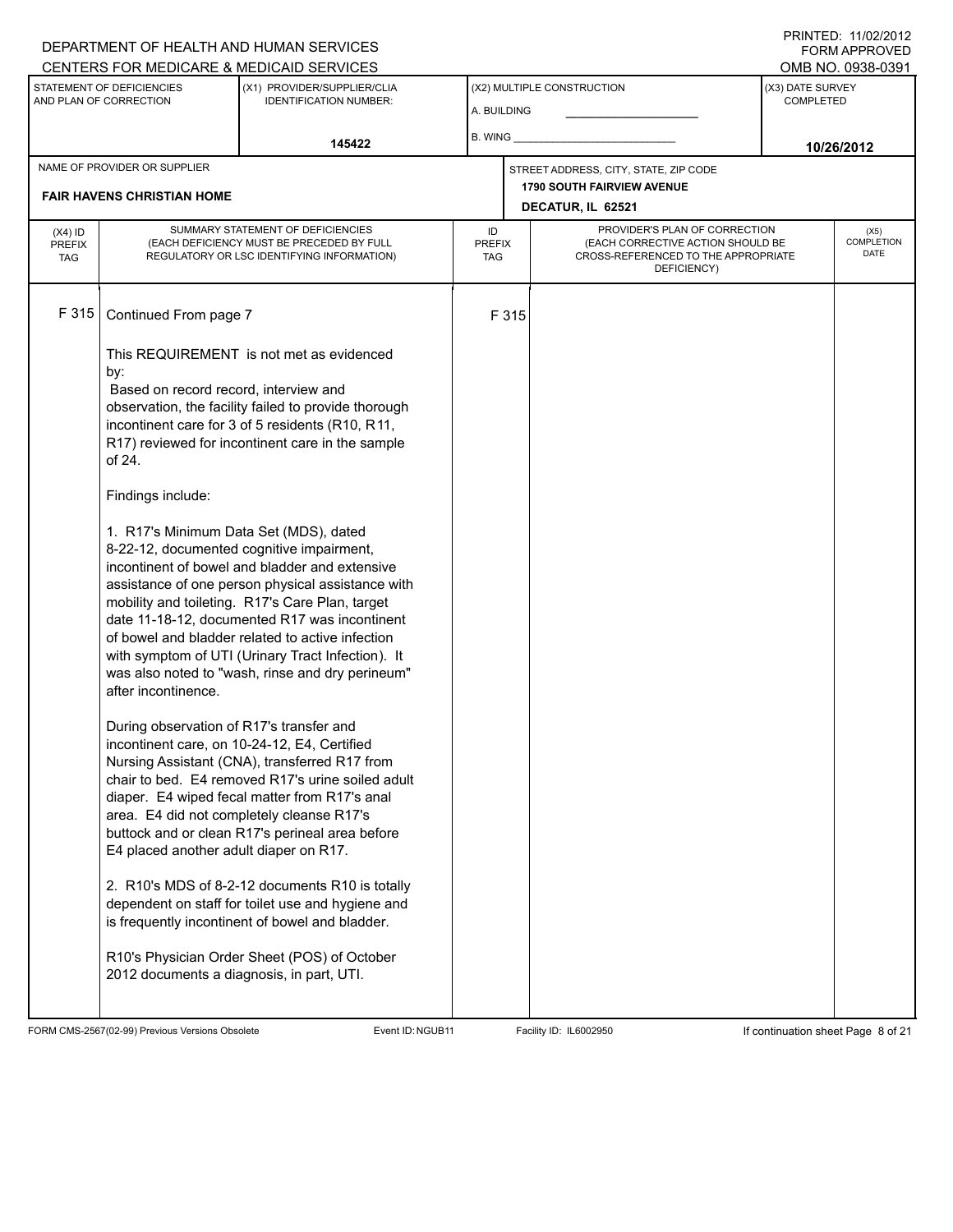DEPARTMENT OF HEALTH AND HUMAN SERVICES
CENTERS FOR MEDICARE & MEDICAID SERVICES

PRINTED: 11/02/2012
FORM APPROVED
OMB NO. 0938-0391

| STATEMENT OF DEFICIENCIES AND PLAN OF CORRECTION | (X1) PROVIDER/SUPPLIER/CLIA IDENTIFICATION NUMBER: | (X2) MULTIPLE CONSTRUCTION | (X3) DATE SURVEY COMPLETED |
|---|---|---|---|
| | 145422 | A. BUILDING<br>B. WING | 10/26/2012 |

| NAME OF PROVIDER OR SUPPLIER | STREET ADDRESS, CITY, STATE, ZIP CODE |
|---|---|
| FAIR HAVENS CHRISTIAN HOME | 1790 SOUTH FAIRVIEW AVENUE<br>DECATUR, IL 62521 |

| (X4) ID PREFIX TAG | SUMMARY STATEMENT OF DEFICIENCIES (EACH DEFICIENCY MUST BE PRECEDED BY FULL REGULATORY OR LSC IDENTIFYING INFORMATION) | ID PREFIX TAG | PROVIDER'S PLAN OF CORRECTION (EACH CORRECTIVE ACTION SHOULD BE CROSS-REFERENCED TO THE APPROPRIATE DEFICIENCY) | (X5) COMPLETION DATE |
|---|---|---|---|---|
| F 315 | Continued From page 7 | F 315 | | |

This REQUIREMENT is not met as evidenced by:
Based on record record, interview and observation, the facility failed to provide thorough incontinent care for 3 of 5 residents (R10, R11, R17) reviewed for incontinent care in the sample of 24.

Findings include:

1. R17's Minimum Data Set (MDS), dated 8-22-12, documented cognitive impairment, incontinent of bowel and bladder and extensive assistance of one person physical assistance with mobility and toileting. R17's Care Plan, target date 11-18-12, documented R17 was incontinent of bowel and bladder related to active infection with symptom of UTI (Urinary Tract Infection). It was also noted to "wash, rinse and dry perineum" after incontinence.

During observation of R17's transfer and incontinent care, on 10-24-12, E4, Certified Nursing Assistant (CNA), transferred R17 from chair to bed. E4 removed R17's urine soiled adult diaper. E4 wiped fecal matter from R17's anal area. E4 did not completely cleanse R17's buttock and or clean R17's perineal area before E4 placed another adult diaper on R17.

2. R10's MDS of 8-2-12 documents R10 is totally dependent on staff for toilet use and hygiene and is frequently incontinent of bowel and bladder.

R10's Physician Order Sheet (POS) of October 2012 documents a diagnosis, in part, UTI.

FORM CMS-2567(02-99) Previous Versions Obsolete | Event ID: NGUB11 | Facility ID: IL6002950 | If continuation sheet Page 8 of 21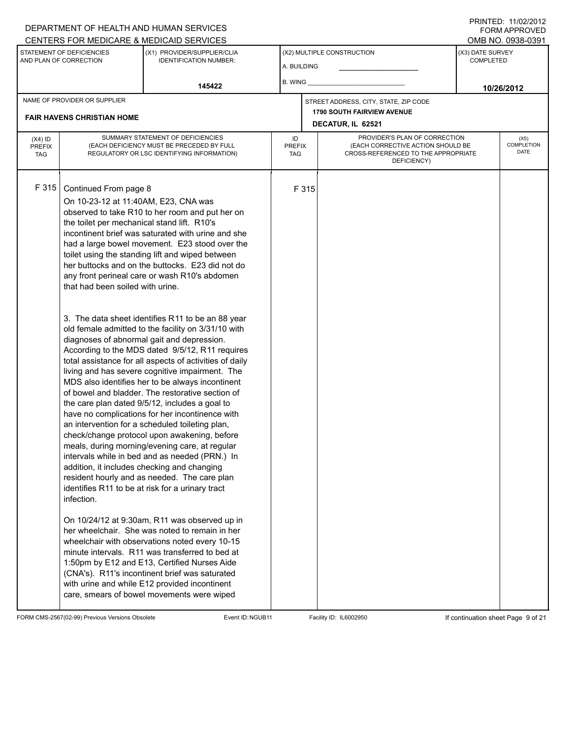DEPARTMENT OF HEALTH AND HUMAN SERVICES
CENTERS FOR MEDICARE & MEDICAID SERVICES

PRINTED: 11/02/2012
FORM APPROVED
OMB NO. 0938-0391

| STATEMENT OF DEFICIENCIES AND PLAN OF CORRECTION | (X1) PROVIDER/SUPPLIER/CLIA IDENTIFICATION NUMBER: | (X2) MULTIPLE CONSTRUCTION | (X3) DATE SURVEY COMPLETED |
|---|---|---|---|
| | 145422 | A. BUILDING<br>B. WING | 10/26/2012 |

NAME OF PROVIDER OR SUPPLIER: **FAIR HAVENS CHRISTIAN HOME**

STREET ADDRESS, CITY, STATE, ZIP CODE: **1790 SOUTH FAIRVIEW AVENUE, DECATUR, IL 62521**

| (X4) ID PREFIX TAG | SUMMARY STATEMENT OF DEFICIENCIES (EACH DEFICIENCY MUST BE PRECEDED BY FULL REGULATORY OR LSC IDENTIFYING INFORMATION) | ID PREFIX TAG | PROVIDER'S PLAN OF CORRECTION (EACH CORRECTIVE ACTION SHOULD BE CROSS-REFERENCED TO THE APPROPRIATE DEFICIENCY) | (X5) COMPLETION DATE |
|---|---|---|---|---|
| F 315 | Continued From page 8<br>On 10-23-12 at 11:40AM, E23, CNA was observed to take R10 to her room and put her on the toilet per mechanical stand lift. R10's incontinent brief was saturated with urine and she had a large bowel movement. E23 stood over the toilet using the standing lift and wiped between her buttocks and on the buttocks. E23 did not do any front perineal care or wash R10's abdomen that had been soiled with urine.<br><br>3. The data sheet identifies R11 to be an 88 year old female admitted to the facility on 3/31/10 with diagnoses of abnormal gait and depression. According to the MDS dated 9/5/12, R11 requires total assistance for all aspects of activities of daily living and has severe cognitive impairment. The MDS also identifies her to be always incontinent of bowel and bladder. The restorative section of the care plan dated 9/5/12, includes a goal to have no complications for her incontinence with an intervention for a scheduled toileting plan, check/change protocol upon awakening, before meals, during morning/evening care, at regular intervals while in bed and as needed (PRN.) In addition, it includes checking and changing resident hourly and as needed. The care plan identifies R11 to be at risk for a urinary tract infection.<br><br>On 10/24/12 at 9:30am, R11 was observed up in her wheelchair. She was noted to remain in her wheelchair with observations noted every 10-15 minute intervals. R11 was transferred to bed at 1:50pm by E12 and E13, Certified Nurses Aide (CNA's). R11's incontinent brief was saturated with urine and while E12 provided incontinent care, smears of bowel movements were wiped | F 315 | | |

FORM CMS-2567(02-99) Previous Versions Obsolete Event ID: NGUB11 Facility ID: IL6002950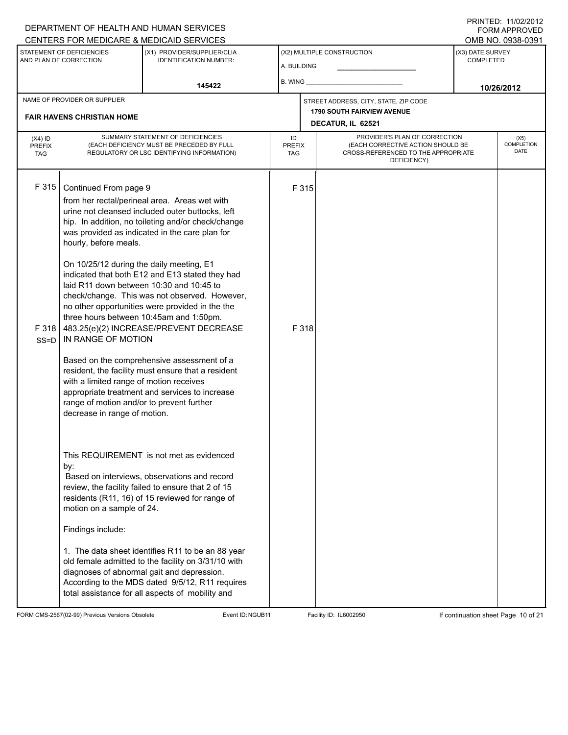DEPARTMENT OF HEALTH AND HUMAN SERVICES
CENTERS FOR MEDICARE & MEDICAID SERVICES

PRINTED: 11/02/2012
FORM APPROVED
OMB NO. 0938-0391

| STATEMENT OF DEFICIENCIES AND PLAN OF CORRECTION | (X1) PROVIDER/SUPPLIER/CLIA IDENTIFICATION NUMBER: | (X2) MULTIPLE CONSTRUCTION | (X3) DATE SURVEY COMPLETED |
|---|---|---|---|
| | 145422 | A. BUILDING<br>B. WING | 10/26/2012 |

| NAME OF PROVIDER OR SUPPLIER | STREET ADDRESS, CITY, STATE, ZIP CODE |
|---|---|
| FAIR HAVENS CHRISTIAN HOME | 1790 SOUTH FAIRVIEW AVENUE<br>DECATUR, IL 62521 |

| (X4) ID PREFIX TAG | SUMMARY STATEMENT OF DEFICIENCIES (EACH DEFICIENCY MUST BE PRECEDED BY FULL REGULATORY OR LSC IDENTIFYING INFORMATION) | ID PREFIX TAG | PROVIDER'S PLAN OF CORRECTION (EACH CORRECTIVE ACTION SHOULD BE CROSS-REFERENCED TO THE APPROPRIATE DEFICIENCY) | (X5) COMPLETION DATE |
|---|---|---|---|---|
| F 315 | Continued From page 9<br>from her rectal/perineal area. Areas wet with urine not cleansed included outer buttocks, left hip. In addition, no toileting and/or check/change was provided as indicated in the care plan for hourly, before meals.<br><br>On 10/25/12 during the daily meeting, E1 indicated that both E12 and E13 stated they had laid R11 down between 10:30 and 10:45 to check/change. This was not observed. However, no other opportunities were provided in the the three hours between 10:45am and 1:50pm. | F 315 | | |
| F 318<br>SS=D | 483.25(e)(2) INCREASE/PREVENT DECREASE IN RANGE OF MOTION<br><br>Based on the comprehensive assessment of a resident, the facility must ensure that a resident with a limited range of motion receives appropriate treatment and services to increase range of motion and/or to prevent further decrease in range of motion.<br><br>This REQUIREMENT is not met as evidenced by:<br>Based on interviews, observations and record review, the facility failed to ensure that 2 of 15 residents (R11, 16) of 15 reviewed for range of motion on a sample of 24.<br><br>Findings include:<br><br>1. The data sheet identifies R11 to be an 88 year old female admitted to the facility on 3/31/10 with diagnoses of abnormal gait and depression. According to the MDS dated 9/5/12, R11 requires total assistance for all aspects of mobility and | F 318 | | |

FORM CMS-2567(02-99) Previous Versions Obsolete | Event ID: NGUB11 | Facility ID: IL6002950 | If continuation sheet Page 10 of 21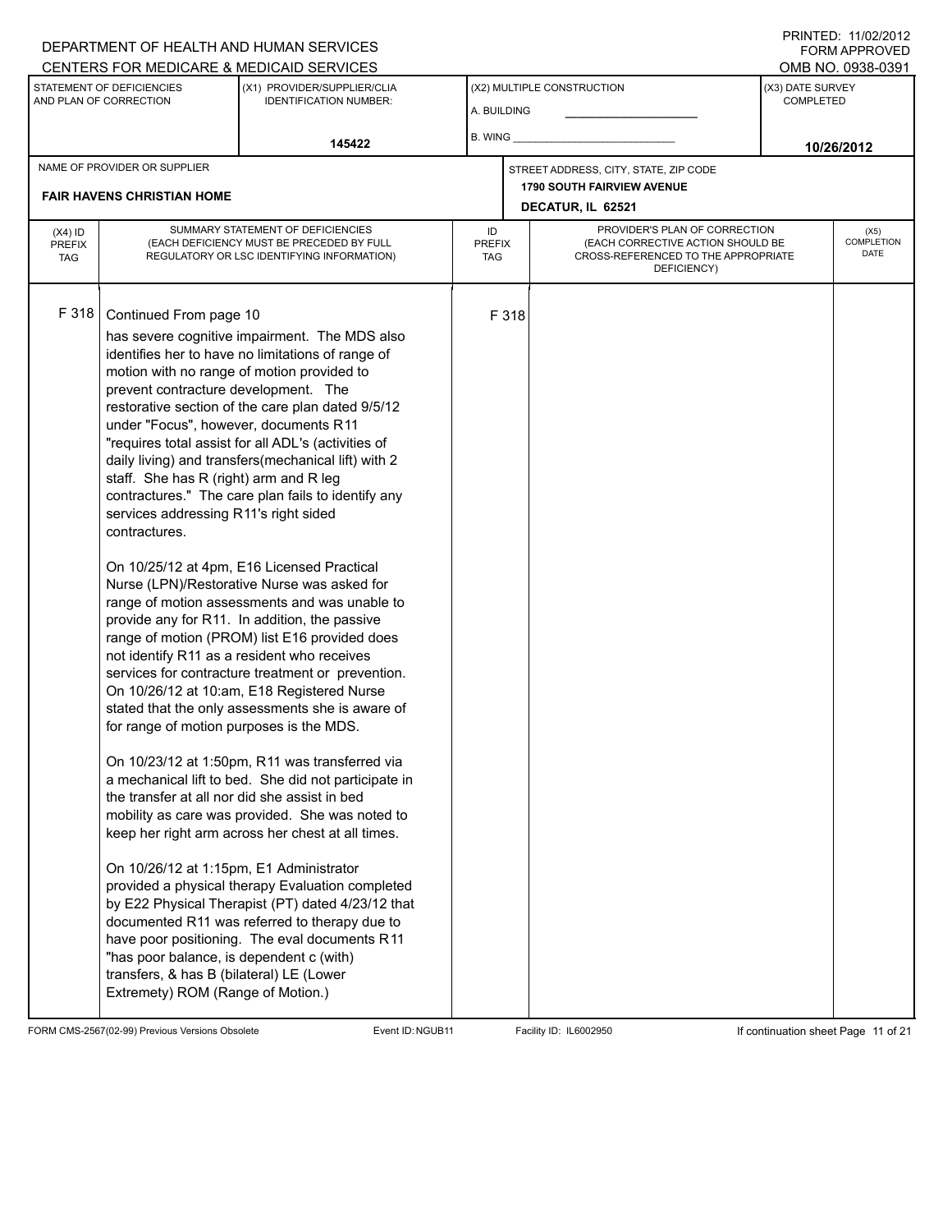DEPARTMENT OF HEALTH AND HUMAN SERVICES
CENTERS FOR MEDICARE & MEDICAID SERVICES

PRINTED: 11/02/2012
FORM APPROVED
OMB NO. 0938-0391

| STATEMENT OF DEFICIENCIES AND PLAN OF CORRECTION | (X1) PROVIDER/SUPPLIER/CLIA IDENTIFICATION NUMBER: | (X2) MULTIPLE CONSTRUCTION | (X3) DATE SURVEY COMPLETED |
|---|---|---|---|
| | 145422 | A. BUILDING ___ B. WING ___ | 10/26/2012 |

NAME OF PROVIDER OR SUPPLIER: **FAIR HAVENS CHRISTIAN HOME**

STREET ADDRESS, CITY, STATE, ZIP CODE: **1790 SOUTH FAIRVIEW AVENUE, DECATUR, IL 62521**

| (X4) ID PREFIX TAG | SUMMARY STATEMENT OF DEFICIENCIES (EACH DEFICIENCY MUST BE PRECEDED BY FULL REGULATORY OR LSC IDENTIFYING INFORMATION) | ID PREFIX TAG | PROVIDER'S PLAN OF CORRECTION (EACH CORRECTIVE ACTION SHOULD BE CROSS-REFERENCED TO THE APPROPRIATE DEFICIENCY) | (X5) COMPLETION DATE |
|---|---|---|---|---|
| F 318 | Continued From page 10 | F 318 | | |

has severe cognitive impairment. The MDS also identifies her to have no limitations of range of motion with no range of motion provided to prevent contracture development. The restorative section of the care plan dated 9/5/12 under "Focus", however, documents R11 "requires total assist for all ADL's (activities of daily living) and transfers(mechanical lift) with 2 staff. She has R (right) arm and R leg contractures." The care plan fails to identify any services addressing R11's right sided contractures.

On 10/25/12 at 4pm, E16 Licensed Practical Nurse (LPN)/Restorative Nurse was asked for range of motion assessments and was unable to provide any for R11. In addition, the passive range of motion (PROM) list E16 provided does not identify R11 as a resident who receives services for contracture treatment or prevention. On 10/26/12 at 10:am, E18 Registered Nurse stated that the only assessments she is aware of for range of motion purposes is the MDS.

On 10/23/12 at 1:50pm, R11 was transferred via a mechanical lift to bed. She did not participate in the transfer at all nor did she assist in bed mobility as care was provided. She was noted to keep her right arm across her chest at all times.

On 10/26/12 at 1:15pm, E1 Administrator provided a physical therapy Evaluation completed by E22 Physical Therapist (PT) dated 4/23/12 that documented R11 was referred to therapy due to have poor positioning. The eval documents R11 "has poor balance, is dependent c (with) transfers, & has B (bilateral) LE (Lower Extremety) ROM (Range of Motion.)

FORM CMS-2567(02-99) Previous Versions Obsolete    Event ID: NGUB11    Facility ID: IL6002950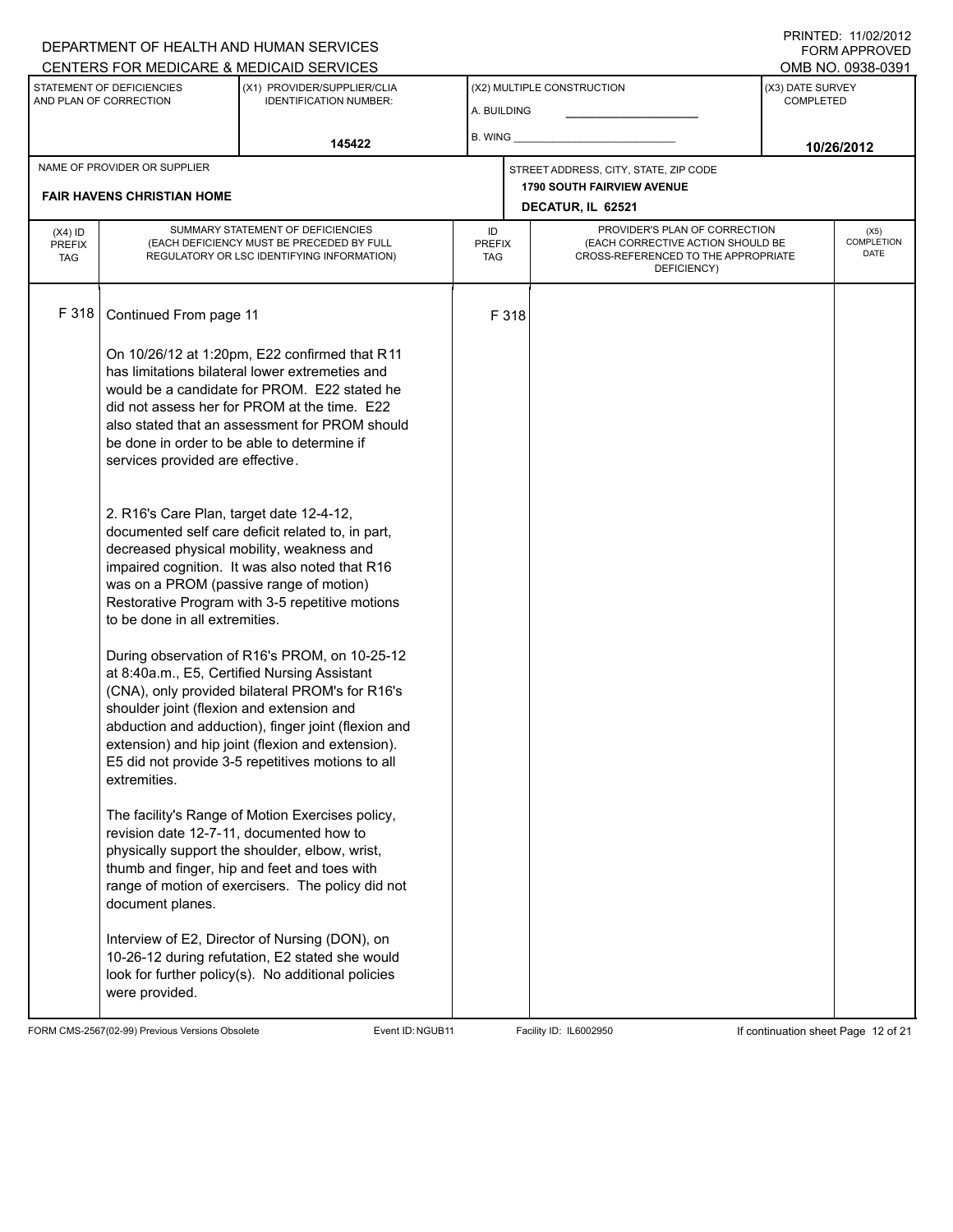DEPARTMENT OF HEALTH AND HUMAN SERVICES
CENTERS FOR MEDICARE & MEDICAID SERVICES

PRINTED: 11/02/2012
FORM APPROVED
OMB NO. 0938-0391

| STATEMENT OF DEFICIENCIES AND PLAN OF CORRECTION | (X1) PROVIDER/SUPPLIER/CLIA IDENTIFICATION NUMBER: | (X2) MULTIPLE CONSTRUCTION | (X3) DATE SURVEY COMPLETED |
|---|---|---|---|
| | 145422 | A. BUILDING<br>B. WING | 10/26/2012 |

| NAME OF PROVIDER OR SUPPLIER | STREET ADDRESS, CITY, STATE, ZIP CODE |
|---|---|
| FAIR HAVENS CHRISTIAN HOME | 1790 SOUTH FAIRVIEW AVENUE<br>DECATUR, IL 62521 |

| (X4) ID PREFIX TAG | SUMMARY STATEMENT OF DEFICIENCIES (EACH DEFICIENCY MUST BE PRECEDED BY FULL REGULATORY OR LSC IDENTIFYING INFORMATION) | ID PREFIX TAG | PROVIDER'S PLAN OF CORRECTION (EACH CORRECTIVE ACTION SHOULD BE CROSS-REFERENCED TO THE APPROPRIATE DEFICIENCY) | (X5) COMPLETION DATE |
|---|---|---|---|---|
| F 318 | Continued From page 11 | F 318 | | |

On 10/26/12 at 1:20pm, E22 confirmed that R11 has limitations bilateral lower extremeties and would be a candidate for PROM. E22 stated he did not assess her for PROM at the time. E22 also stated that an assessment for PROM should be done in order to be able to determine if services provided are effective.

2. R16's Care Plan, target date 12-4-12, documented self care deficit related to, in part, decreased physical mobility, weakness and impaired cognition. It was also noted that R16 was on a PROM (passive range of motion) Restorative Program with 3-5 repetitive motions to be done in all extremities.

During observation of R16's PROM, on 10-25-12 at 8:40a.m., E5, Certified Nursing Assistant (CNA), only provided bilateral PROM's for R16's shoulder joint (flexion and extension and abduction and adduction), finger joint (flexion and extension) and hip joint (flexion and extension). E5 did not provide 3-5 repetitives motions to all extremities.

The facility's Range of Motion Exercises policy, revision date 12-7-11, documented how to physically support the shoulder, elbow, wrist, thumb and finger, hip and feet and toes with range of motion of exercisers. The policy did not document planes.

Interview of E2, Director of Nursing (DON), on 10-26-12 during refutation, E2 stated she would look for further policy(s). No additional policies were provided.

FORM CMS-2567(02-99) Previous Versions Obsolete Event ID: NGUB11 Facility ID: IL6002950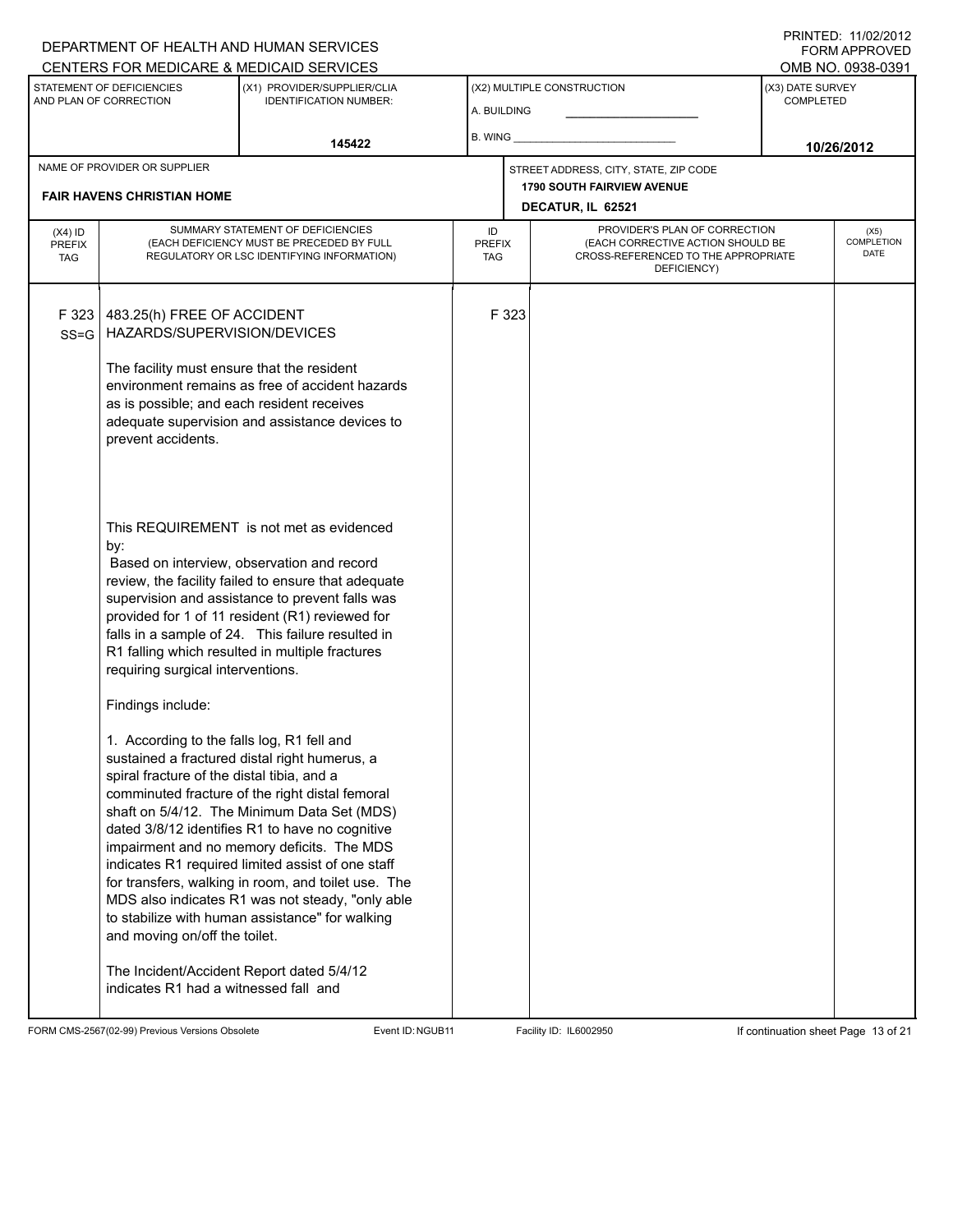DEPARTMENT OF HEALTH AND HUMAN SERVICES
CENTERS FOR MEDICARE & MEDICAID SERVICES

PRINTED: 11/02/2012
FORM APPROVED
OMB NO. 0938-0391

| STATEMENT OF DEFICIENCIES AND PLAN OF CORRECTION | (X1) PROVIDER/SUPPLIER/CLIA IDENTIFICATION NUMBER: | (X2) MULTIPLE CONSTRUCTION | (X3) DATE SURVEY COMPLETED |
|---|---|---|---|
| | 145422 | A. BUILDING<br>B. WING | 10/26/2012 |

| NAME OF PROVIDER OR SUPPLIER | STREET ADDRESS, CITY, STATE, ZIP CODE |
|---|---|
| FAIR HAVENS CHRISTIAN HOME | 1790 SOUTH FAIRVIEW AVENUE<br>DECATUR, IL 62521 |

| (X4) ID PREFIX TAG | SUMMARY STATEMENT OF DEFICIENCIES (EACH DEFICIENCY MUST BE PRECEDED BY FULL REGULATORY OR LSC IDENTIFYING INFORMATION) | ID PREFIX TAG | PROVIDER'S PLAN OF CORRECTION (EACH CORRECTIVE ACTION SHOULD BE CROSS-REFERENCED TO THE APPROPRIATE DEFICIENCY) | (X5) COMPLETION DATE |
|---|---|---|---|---|
| F 323<br>SS=G | 483.25(h) FREE OF ACCIDENT HAZARDS/SUPERVISION/DEVICES<br><br>The facility must ensure that the resident environment remains as free of accident hazards as is possible; and each resident receives adequate supervision and assistance devices to prevent accidents.<br><br>This REQUIREMENT is not met as evidenced by:<br>Based on interview, observation and record review, the facility failed to ensure that adequate supervision and assistance to prevent falls was provided for 1 of 11 resident (R1) reviewed for falls in a sample of 24. This failure resulted in R1 falling which resulted in multiple fractures requiring surgical interventions.<br><br>Findings include:<br><br>1. According to the falls log, R1 fell and sustained a fractured distal right humerus, a spiral fracture of the distal tibia, and a comminuted fracture of the right distal femoral shaft on 5/4/12. The Minimum Data Set (MDS) dated 3/8/12 identifies R1 to have no cognitive impairment and no memory deficits. The MDS indicates R1 required limited assist of one staff for transfers, walking in room, and toilet use. The MDS also indicates R1 was not steady, "only able to stabilize with human assistance" for walking and moving on/off the toilet.<br><br>The Incident/Accident Report dated 5/4/12 indicates R1 had a witnessed fall and | F 323 | | |

FORM CMS-2567(02-99) Previous Versions Obsolete Event ID: NGUB11 Facility ID: IL6002950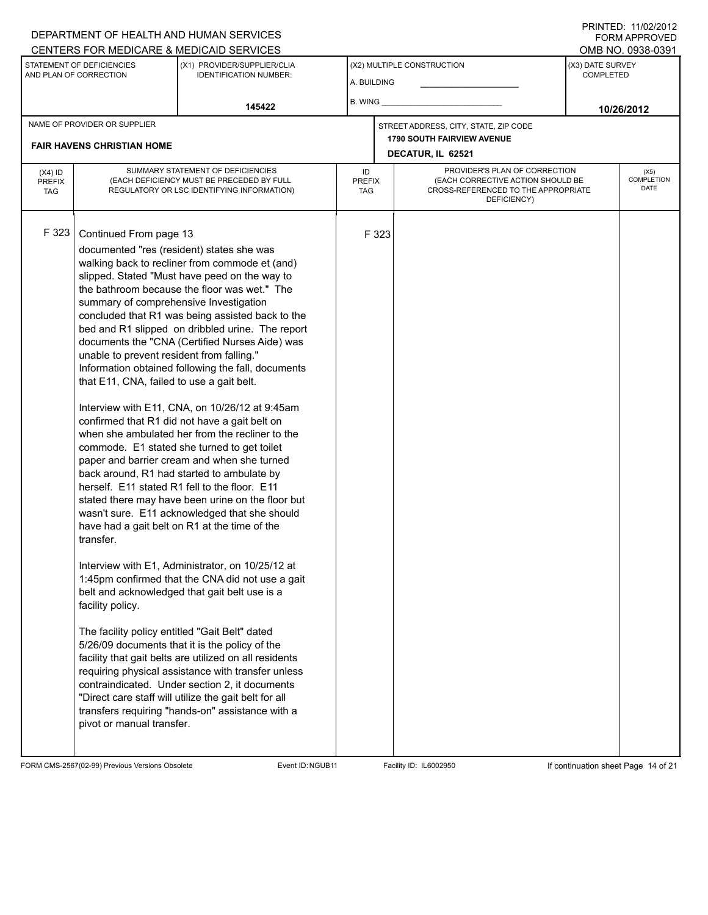DEPARTMENT OF HEALTH AND HUMAN SERVICES
CENTERS FOR MEDICARE & MEDICAID SERVICES

PRINTED: 11/02/2012
FORM APPROVED
OMB NO. 0938-0391

| STATEMENT OF DEFICIENCIES AND PLAN OF CORRECTION | (X1) PROVIDER/SUPPLIER/CLIA IDENTIFICATION NUMBER: | (X2) MULTIPLE CONSTRUCTION | (X3) DATE SURVEY COMPLETED |
|---|---|---|---|
| | 145422 | A. BUILDING<br>B. WING | 10/26/2012 |

NAME OF PROVIDER OR SUPPLIER: **FAIR HAVENS CHRISTIAN HOME**

STREET ADDRESS, CITY, STATE, ZIP CODE: **1790 SOUTH FAIRVIEW AVENUE, DECATUR, IL 62521**

| (X4) ID PREFIX TAG | SUMMARY STATEMENT OF DEFICIENCIES (EACH DEFICIENCY MUST BE PRECEDED BY FULL REGULATORY OR LSC IDENTIFYING INFORMATION) | ID PREFIX TAG | PROVIDER'S PLAN OF CORRECTION (EACH CORRECTIVE ACTION SHOULD BE CROSS-REFERENCED TO THE APPROPRIATE DEFICIENCY) | (X5) COMPLETION DATE |
|---|---|---|---|---|
| F 323 | Continued From page 13 | F 323 | | |

documented "res (resident) states she was walking back to recliner from commode et (and) slipped. Stated "Must have peed on the way to the bathroom because the floor was wet." The summary of comprehensive Investigation concluded that R1 was being assisted back to the bed and R1 slipped on dribbled urine. The report documents the "CNA (Certified Nurses Aide) was unable to prevent resident from falling." Information obtained following the fall, documents that E11, CNA, failed to use a gait belt.

Interview with E11, CNA, on 10/26/12 at 9:45am confirmed that R1 did not have a gait belt on when she ambulated her from the recliner to the commode. E1 stated she turned to get toilet paper and barrier cream and when she turned back around, R1 had started to ambulate by herself. E11 stated R1 fell to the floor. E11 stated there may have been urine on the floor but wasn't sure. E11 acknowledged that she should have had a gait belt on R1 at the time of the transfer.

Interview with E1, Administrator, on 10/25/12 at 1:45pm confirmed that the CNA did not use a gait belt and acknowledged that gait belt use is a facility policy.

The facility policy entitled "Gait Belt" dated 5/26/09 documents that it is the policy of the facility that gait belts are utilized on all residents requiring physical assistance with transfer unless contraindicated. Under section 2, it documents "Direct care staff will utilize the gait belt for all transfers requiring "hands-on" assistance with a pivot or manual transfer.

FORM CMS-2567(02-99) Previous Versions Obsolete    Event ID: NGUB11    Facility ID: IL6002950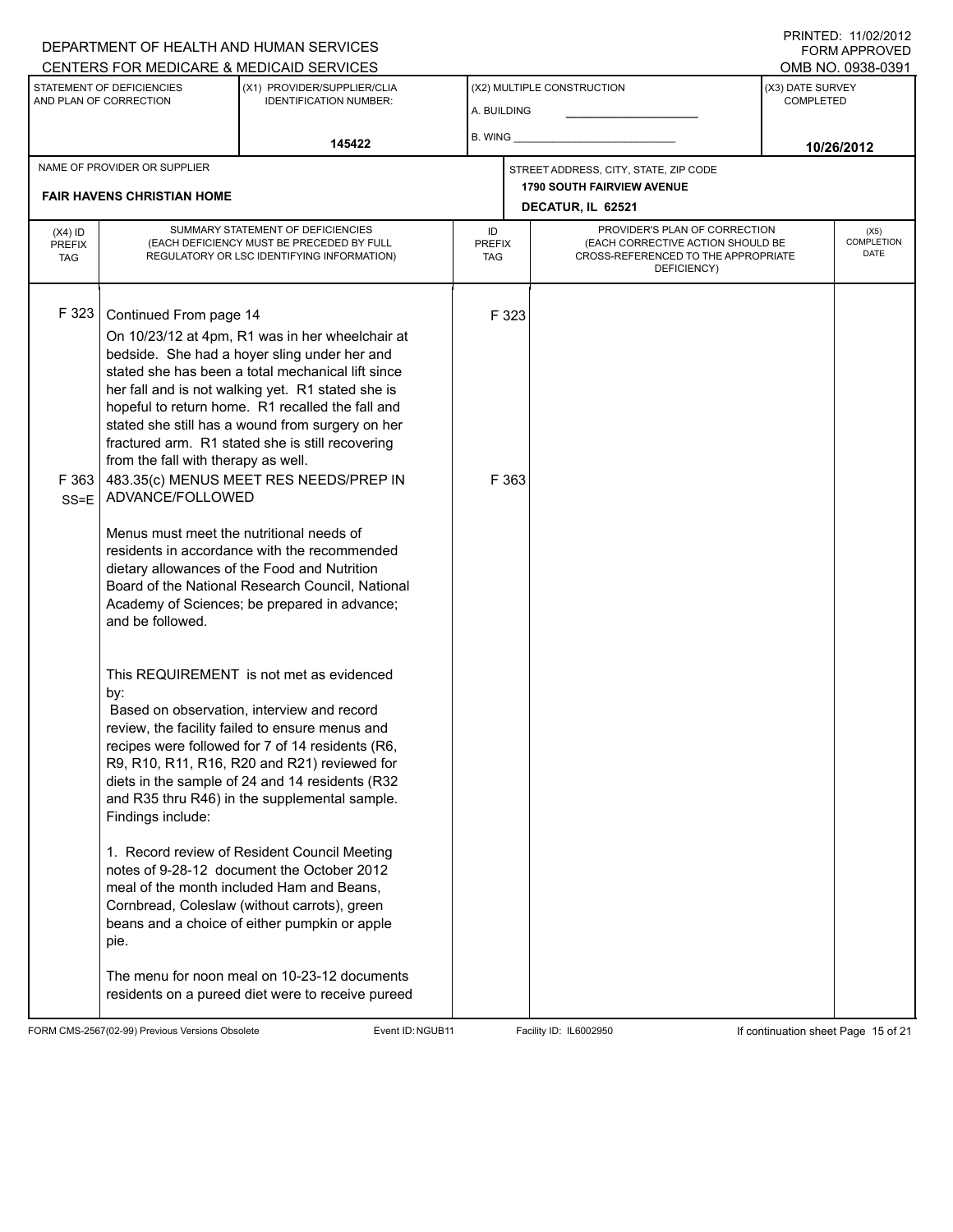DEPARTMENT OF HEALTH AND HUMAN SERVICES
CENTERS FOR MEDICARE & MEDICAID SERVICES

PRINTED: 11/02/2012
FORM APPROVED
OMB NO. 0938-0391

| STATEMENT OF DEFICIENCIES AND PLAN OF CORRECTION | (X1) PROVIDER/SUPPLIER/CLIA IDENTIFICATION NUMBER: | (X2) MULTIPLE CONSTRUCTION | (X3) DATE SURVEY COMPLETED |
|---|---|---|---|
| | 145422 | A. BUILDING ______ B. WING ______ | 10/26/2012 |

| NAME OF PROVIDER OR SUPPLIER | STREET ADDRESS, CITY, STATE, ZIP CODE |
|---|---|
| FAIR HAVENS CHRISTIAN HOME | 1790 SOUTH FAIRVIEW AVENUE DECATUR, IL 62521 |

| (X4) ID PREFIX TAG | SUMMARY STATEMENT OF DEFICIENCIES (EACH DEFICIENCY MUST BE PRECEDED BY FULL REGULATORY OR LSC IDENTIFYING INFORMATION) | ID PREFIX TAG | PROVIDER'S PLAN OF CORRECTION (EACH CORRECTIVE ACTION SHOULD BE CROSS-REFERENCED TO THE APPROPRIATE DEFICIENCY) | (X5) COMPLETION DATE |
|---|---|---|---|---|
| F 323 | Continued From page 14<br>On 10/23/12 at 4pm, R1 was in her wheelchair at bedside. She had a hoyer sling under her and stated she has been a total mechanical lift since her fall and is not walking yet. R1 stated she is hopeful to return home. R1 recalled the fall and stated she still has a wound from surgery on her fractured arm. R1 stated she is still recovering from the fall with therapy as well. | F 323 | | |
| F 363 SS=E | 483.35(c) MENUS MEET RES NEEDS/PREP IN ADVANCE/FOLLOWED<br><br>Menus must meet the nutritional needs of residents in accordance with the recommended dietary allowances of the Food and Nutrition Board of the National Research Council, National Academy of Sciences; be prepared in advance; and be followed.<br><br>This REQUIREMENT is not met as evidenced by:<br>Based on observation, interview and record review, the facility failed to ensure menus and recipes were followed for 7 of 14 residents (R6, R9, R10, R11, R16, R20 and R21) reviewed for diets in the sample of 24 and 14 residents (R32 and R35 thru R46) in the supplemental sample. Findings include:<br><br>1. Record review of Resident Council Meeting notes of 9-28-12 document the October 2012 meal of the month included Ham and Beans, Cornbread, Coleslaw (without carrots), green beans and a choice of either pumpkin or apple pie.<br><br>The menu for noon meal on 10-23-12 documents residents on a pureed diet were to receive pureed | F 363 | | |

FORM CMS-2567(02-99) Previous Versions Obsolete Event ID: NGUB11 Facility ID: IL6002950 If continuation sheet Page 15 of 21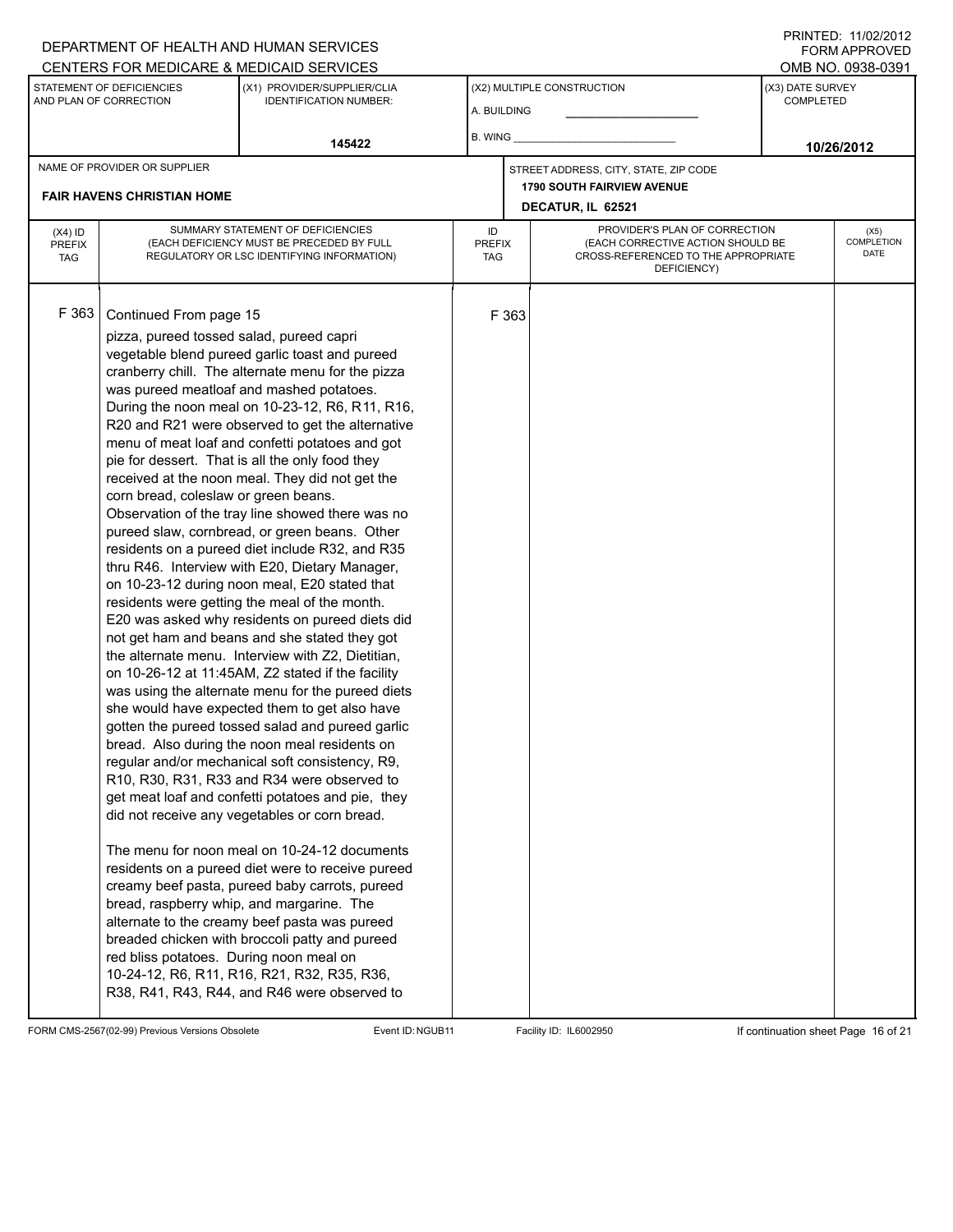DEPARTMENT OF HEALTH AND HUMAN SERVICES
CENTERS FOR MEDICARE & MEDICAID SERVICES

PRINTED: 11/02/2012
FORM APPROVED
OMB NO. 0938-0391

| STATEMENT OF DEFICIENCIES AND PLAN OF CORRECTION | (X1) PROVIDER/SUPPLIER/CLIA IDENTIFICATION NUMBER: | (X2) MULTIPLE CONSTRUCTION | (X3) DATE SURVEY COMPLETED |
|---|---|---|---|
| | 145422 | A. BUILDING ___ B. WING ___ | 10/26/2012 |

| NAME OF PROVIDER OR SUPPLIER | STREET ADDRESS, CITY, STATE, ZIP CODE |
|---|---|
| FAIR HAVENS CHRISTIAN HOME | 1790 SOUTH FAIRVIEW AVENUE DECATUR, IL 62521 |

| (X4) ID PREFIX TAG | SUMMARY STATEMENT OF DEFICIENCIES (EACH DEFICIENCY MUST BE PRECEDED BY FULL REGULATORY OR LSC IDENTIFYING INFORMATION) | ID PREFIX TAG | PROVIDER'S PLAN OF CORRECTION (EACH CORRECTIVE ACTION SHOULD BE CROSS-REFERENCED TO THE APPROPRIATE DEFICIENCY) | (X5) COMPLETION DATE |
|---|---|---|---|---|
| F 363 | Continued From page 15<br>pizza, pureed tossed salad, pureed capri vegetable blend pureed garlic toast and pureed cranberry chill. The alternate menu for the pizza was pureed meatloaf and mashed potatoes. During the noon meal on 10-23-12, R6, R11, R16, R20 and R21 were observed to get the alternative menu of meat loaf and confetti potatoes and got pie for dessert. That is all the only food they received at the noon meal. They did not get the corn bread, coleslaw or green beans. Observation of the tray line showed there was no pureed slaw, cornbread, or green beans. Other residents on a pureed diet include R32, and R35 thru R46. Interview with E20, Dietary Manager, on 10-23-12 during noon meal, E20 stated that residents were getting the meal of the month. E20 was asked why residents on pureed diets did not get ham and beans and she stated they got the alternate menu. Interview with Z2, Dietitian, on 10-26-12 at 11:45AM, Z2 stated if the facility was using the alternate menu for the pureed diets she would have expected them to get also have gotten the pureed tossed salad and pureed garlic bread. Also during the noon meal residents on regular and/or mechanical soft consistency, R9, R10, R30, R31, R33 and R34 were observed to get meat loaf and confetti potatoes and pie, they did not receive any vegetables or corn bread.<br><br>The menu for noon meal on 10-24-12 documents residents on a pureed diet were to receive pureed creamy beef pasta, pureed baby carrots, pureed bread, raspberry whip, and margarine. The alternate to the creamy beef pasta was pureed breaded chicken with broccoli patty and pureed red bliss potatoes. During noon meal on 10-24-12, R6, R11, R16, R21, R32, R35, R36, R38, R41, R43, R44, and R46 were observed to | F 363 | | |

FORM CMS-2567(02-99) Previous Versions Obsolete    Event ID: NGUB11    Facility ID: IL6002950    If continuation sheet Page 16 of 21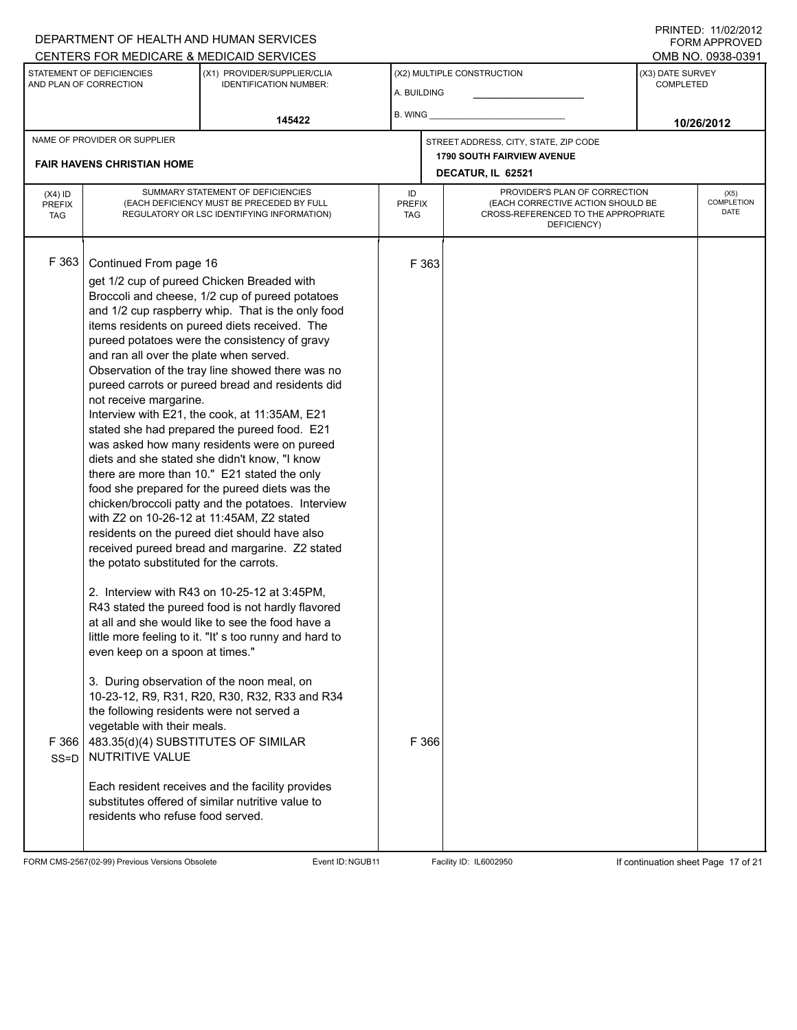DEPARTMENT OF HEALTH AND HUMAN SERVICES
CENTERS FOR MEDICARE & MEDICAID SERVICES

PRINTED: 11/02/2012
FORM APPROVED
OMB NO. 0938-0391

| STATEMENT OF DEFICIENCIES AND PLAN OF CORRECTION | (X1) PROVIDER/SUPPLIER/CLIA IDENTIFICATION NUMBER: | (X2) MULTIPLE CONSTRUCTION | (X3) DATE SURVEY COMPLETED |
|---|---|---|---|
| | 145422 | A. BUILDING<br>B. WING | 10/26/2012 |

NAME OF PROVIDER OR SUPPLIER: **FAIR HAVENS CHRISTIAN HOME**

STREET ADDRESS, CITY, STATE, ZIP CODE: **1790 SOUTH FAIRVIEW AVENUE, DECATUR, IL 62521**

| (X4) ID PREFIX TAG | SUMMARY STATEMENT OF DEFICIENCIES (EACH DEFICIENCY MUST BE PRECEDED BY FULL REGULATORY OR LSC IDENTIFYING INFORMATION) | ID PREFIX TAG | PROVIDER'S PLAN OF CORRECTION (EACH CORRECTIVE ACTION SHOULD BE CROSS-REFERENCED TO THE APPROPRIATE DEFICIENCY) | (X5) COMPLETION DATE |
|---|---|---|---|---|
| F 363 | Continued From page 16<br>get 1/2 cup of pureed Chicken Breaded with Broccoli and cheese, 1/2 cup of pureed potatoes and 1/2 cup raspberry whip. That is the only food items residents on pureed diets received. The pureed potatoes were the consistency of gravy and ran all over the plate when served.<br>Observation of the tray line showed there was no pureed carrots or pureed bread and residents did not receive margarine.<br>Interview with E21, the cook, at 11:35AM, E21 stated she had prepared the pureed food. E21 was asked how many residents were on pureed diets and she stated she didn't know, "I know there are more than 10." E21 stated the only food she prepared for the pureed diets was the chicken/broccoli patty and the potatoes. Interview with Z2 on 10-26-12 at 11:45AM, Z2 stated residents on the pureed diet should have also received pureed bread and margarine. Z2 stated the potato substituted for the carrots.<br><br>2. Interview with R43 on 10-25-12 at 3:45PM, R43 stated the pureed food is not hardly flavored at all and she would like to see the food have a little more feeling to it. "It' s too runny and hard to even keep on a spoon at times."<br><br>3. During observation of the noon meal, on 10-23-12, R9, R31, R20, R30, R32, R33 and R34 the following residents were not served a vegetable with their meals. | F 363 | | |
| F 366 SS=D | 483.35(d)(4) SUBSTITUTES OF SIMILAR NUTRITIVE VALUE<br><br>Each resident receives and the facility provides substitutes offered of similar nutritive value to residents who refuse food served. | F 366 | | |

FORM CMS-2567(02-99) Previous Versions Obsolete — Event ID: NGUB11 — Facility ID: IL6002950 — If continuation sheet Page 17 of 21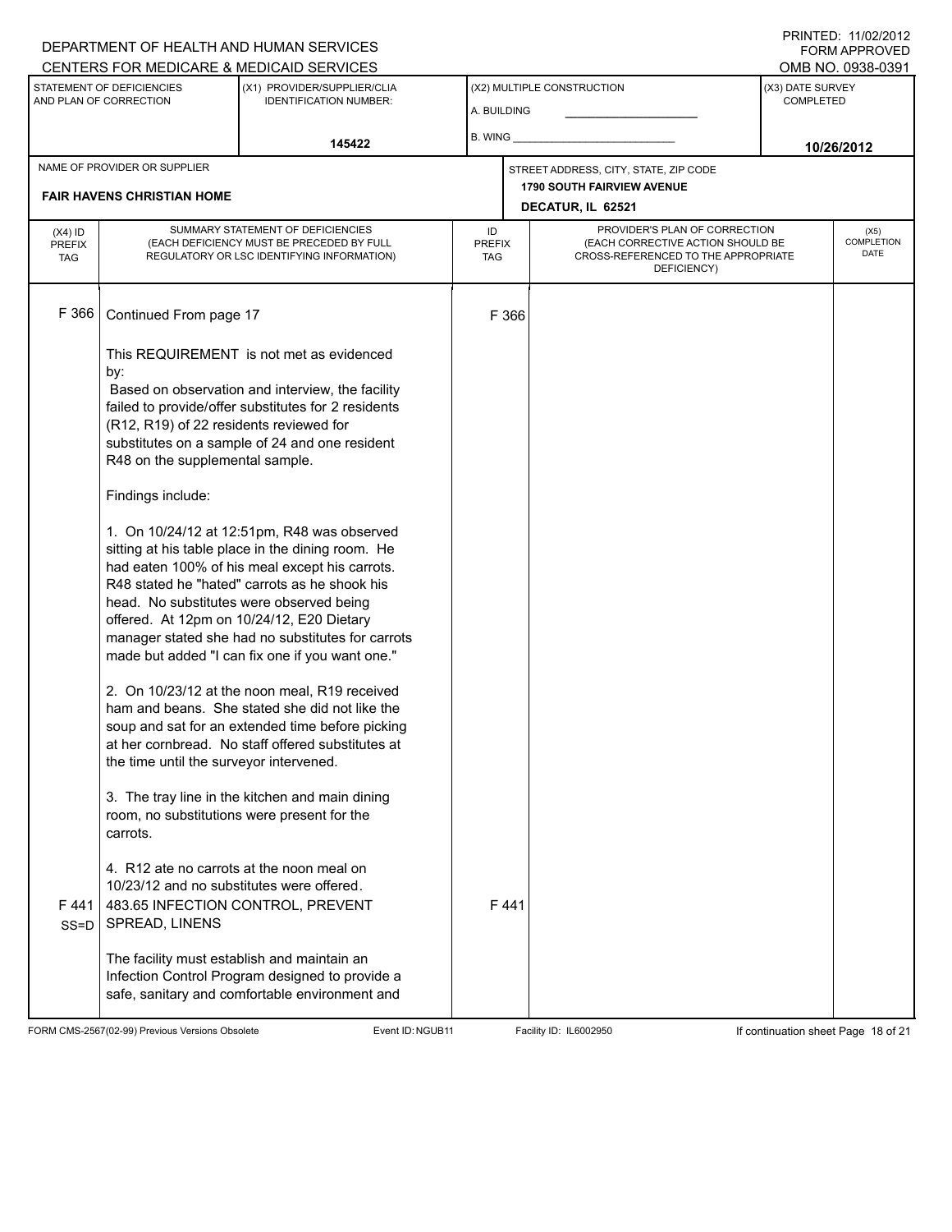DEPARTMENT OF HEALTH AND HUMAN SERVICES
CENTERS FOR MEDICARE & MEDICAID SERVICES

PRINTED: 11/02/2012
FORM APPROVED
OMB NO. 0938-0391

| STATEMENT OF DEFICIENCIES AND PLAN OF CORRECTION | (X1) PROVIDER/SUPPLIER/CLIA IDENTIFICATION NUMBER: | (X2) MULTIPLE CONSTRUCTION | (X3) DATE SURVEY COMPLETED |
|---|---|---|---|
| | 145422 | A. BUILDING<br>B. WING | 10/26/2012 |

| NAME OF PROVIDER OR SUPPLIER | STREET ADDRESS, CITY, STATE, ZIP CODE |
|---|---|
| FAIR HAVENS CHRISTIAN HOME | 1790 SOUTH FAIRVIEW AVENUE<br>DECATUR, IL 62521 |

| (X4) ID PREFIX TAG | SUMMARY STATEMENT OF DEFICIENCIES (EACH DEFICIENCY MUST BE PRECEDED BY FULL REGULATORY OR LSC IDENTIFYING INFORMATION) | ID PREFIX TAG | PROVIDER'S PLAN OF CORRECTION (EACH CORRECTIVE ACTION SHOULD BE CROSS-REFERENCED TO THE APPROPRIATE DEFICIENCY) | (X5) COMPLETION DATE |
|---|---|---|---|---|
| F 366 | Continued From page 17<br><br>This REQUIREMENT is not met as evidenced by:<br>Based on observation and interview, the facility failed to provide/offer substitutes for 2 residents (R12, R19) of 22 residents reviewed for substitutes on a sample of 24 and one resident R48 on the supplemental sample.<br><br>Findings include:<br><br>1. On 10/24/12 at 12:51pm, R48 was observed sitting at his table place in the dining room. He had eaten 100% of his meal except his carrots. R48 stated he "hated" carrots as he shook his head. No substitutes were observed being offered. At 12pm on 10/24/12, E20 Dietary manager stated she had no substitutes for carrots made but added "I can fix one if you want one."<br><br>2. On 10/23/12 at the noon meal, R19 received ham and beans. She stated she did not like the soup and sat for an extended time before picking at her cornbread. No staff offered substitutes at the time until the surveyor intervened.<br><br>3. The tray line in the kitchen and main dining room, no substitutions were present for the carrots.<br><br>4. R12 ate no carrots at the noon meal on 10/23/12 and no substitutes were offered. | F 366 | | |
| F 441<br>SS=D | 483.65 INFECTION CONTROL, PREVENT SPREAD, LINENS<br><br>The facility must establish and maintain an Infection Control Program designed to provide a safe, sanitary and comfortable environment and | F 441 | | |

FORM CMS-2567(02-99) Previous Versions Obsolete | Event ID: NGUB11 | Facility ID: IL6002950 | If continuation sheet Page 18 of 21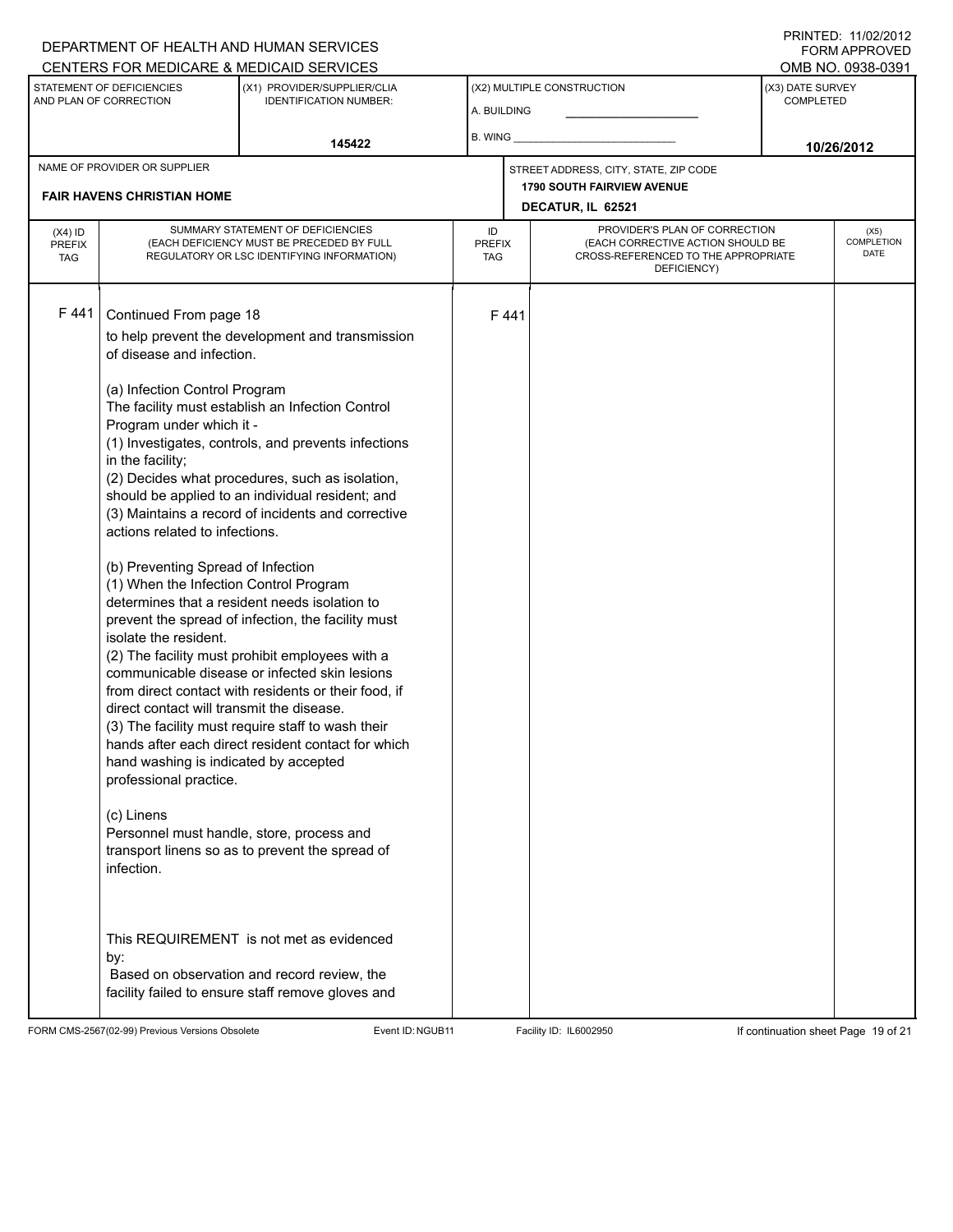DEPARTMENT OF HEALTH AND HUMAN SERVICES
CENTERS FOR MEDICARE & MEDICAID SERVICES

PRINTED: 11/02/2012
FORM APPROVED
OMB NO. 0938-0391

| STATEMENT OF DEFICIENCIES AND PLAN OF CORRECTION | (X1) PROVIDER/SUPPLIER/CLIA IDENTIFICATION NUMBER: | (X2) MULTIPLE CONSTRUCTION | (X3) DATE SURVEY COMPLETED |
|---|---|---|---|
| | 145422 | A. BUILDING<br>B. WING | 10/26/2012 |

| NAME OF PROVIDER OR SUPPLIER | STREET ADDRESS, CITY, STATE, ZIP CODE |
|---|---|
| FAIR HAVENS CHRISTIAN HOME | 1790 SOUTH FAIRVIEW AVENUE<br>DECATUR, IL 62521 |

| (X4) ID PREFIX TAG | SUMMARY STATEMENT OF DEFICIENCIES (EACH DEFICIENCY MUST BE PRECEDED BY FULL REGULATORY OR LSC IDENTIFYING INFORMATION) | ID PREFIX TAG | PROVIDER'S PLAN OF CORRECTION (EACH CORRECTIVE ACTION SHOULD BE CROSS-REFERENCED TO THE APPROPRIATE DEFICIENCY) | (X5) COMPLETION DATE |
|---|---|---|---|---|
| F 441 | Continued From page 18<br>to help prevent the development and transmission of disease and infection.<br><br>(a) Infection Control Program<br>The facility must establish an Infection Control Program under which it -<br>(1) Investigates, controls, and prevents infections in the facility;<br>(2) Decides what procedures, such as isolation, should be applied to an individual resident; and<br>(3) Maintains a record of incidents and corrective actions related to infections.<br><br>(b) Preventing Spread of Infection<br>(1) When the Infection Control Program determines that a resident needs isolation to prevent the spread of infection, the facility must isolate the resident.<br>(2) The facility must prohibit employees with a communicable disease or infected skin lesions from direct contact with residents or their food, if direct contact will transmit the disease.<br>(3) The facility must require staff to wash their hands after each direct resident contact for which hand washing is indicated by accepted professional practice.<br><br>(c) Linens<br>Personnel must handle, store, process and transport linens so as to prevent the spread of infection.<br><br>This REQUIREMENT is not met as evidenced by:<br>Based on observation and record review, the facility failed to ensure staff remove gloves and | F 441 | | |

FORM CMS-2567(02-99) Previous Versions Obsolete Event ID: NGUB11 Facility ID: IL6002950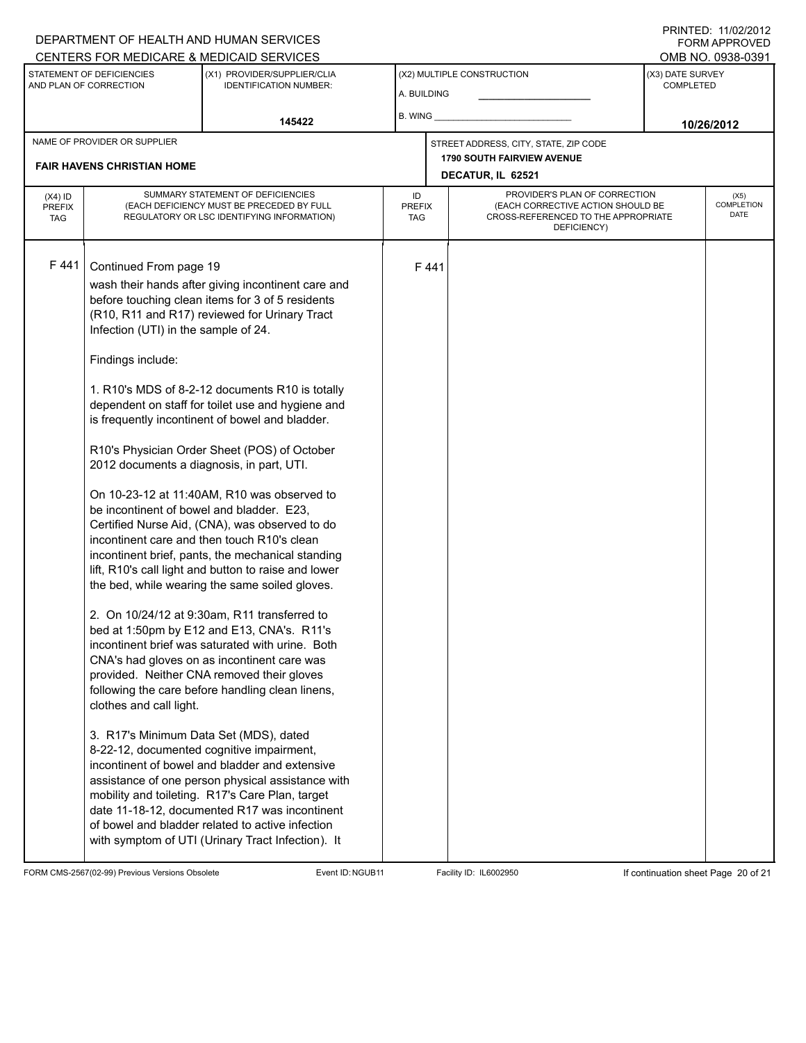DEPARTMENT OF HEALTH AND HUMAN SERVICES
CENTERS FOR MEDICARE & MEDICAID SERVICES

PRINTED: 11/02/2012
FORM APPROVED
OMB NO. 0938-0391

| STATEMENT OF DEFICIENCIES AND PLAN OF CORRECTION | (X1) PROVIDER/SUPPLIER/CLIA IDENTIFICATION NUMBER: | (X2) MULTIPLE CONSTRUCTION | (X3) DATE SURVEY COMPLETED |
|---|---|---|---|
| | 145422 | A. BUILDING ___ B. WING ___ | 10/26/2012 |

| NAME OF PROVIDER OR SUPPLIER | STREET ADDRESS, CITY, STATE, ZIP CODE |
|---|---|
| FAIR HAVENS CHRISTIAN HOME | 1790 SOUTH FAIRVIEW AVENUE DECATUR, IL 62521 |

| (X4) ID PREFIX TAG | SUMMARY STATEMENT OF DEFICIENCIES (EACH DEFICIENCY MUST BE PRECEDED BY FULL REGULATORY OR LSC IDENTIFYING INFORMATION) | ID PREFIX TAG | PROVIDER'S PLAN OF CORRECTION (EACH CORRECTIVE ACTION SHOULD BE CROSS-REFERENCED TO THE APPROPRIATE DEFICIENCY) | (X5) COMPLETION DATE |
|---|---|---|---|---|
| F 441 | Continued From page 19 | F 441 | | |

wash their hands after giving incontinent care and before touching clean items for 3 of 5 residents (R10, R11 and R17) reviewed for Urinary Tract Infection (UTI) in the sample of 24.

Findings include:

1. R10's MDS of 8-2-12 documents R10 is totally dependent on staff for toilet use and hygiene and is frequently incontinent of bowel and bladder.

R10's Physician Order Sheet (POS) of October 2012 documents a diagnosis, in part, UTI.

On 10-23-12 at 11:40AM, R10 was observed to be incontinent of bowel and bladder. E23, Certified Nurse Aid, (CNA), was observed to do incontinent care and then touch R10's clean incontinent brief, pants, the mechanical standing lift, R10's call light and button to raise and lower the bed, while wearing the same soiled gloves.

2. On 10/24/12 at 9:30am, R11 transferred to bed at 1:50pm by E12 and E13, CNA's. R11's incontinent brief was saturated with urine. Both CNA's had gloves on as incontinent care was provided. Neither CNA removed their gloves following the care before handling clean linens, clothes and call light.

3. R17's Minimum Data Set (MDS), dated 8-22-12, documented cognitive impairment, incontinent of bowel and bladder and extensive assistance of one person physical assistance with mobility and toileting. R17's Care Plan, target date 11-18-12, documented R17 was incontinent of bowel and bladder related to active infection with symptom of UTI (Urinary Tract Infection). It

FORM CMS-2567(02-99) Previous Versions Obsolete | Event ID: NGUB11 | Facility ID: IL6002950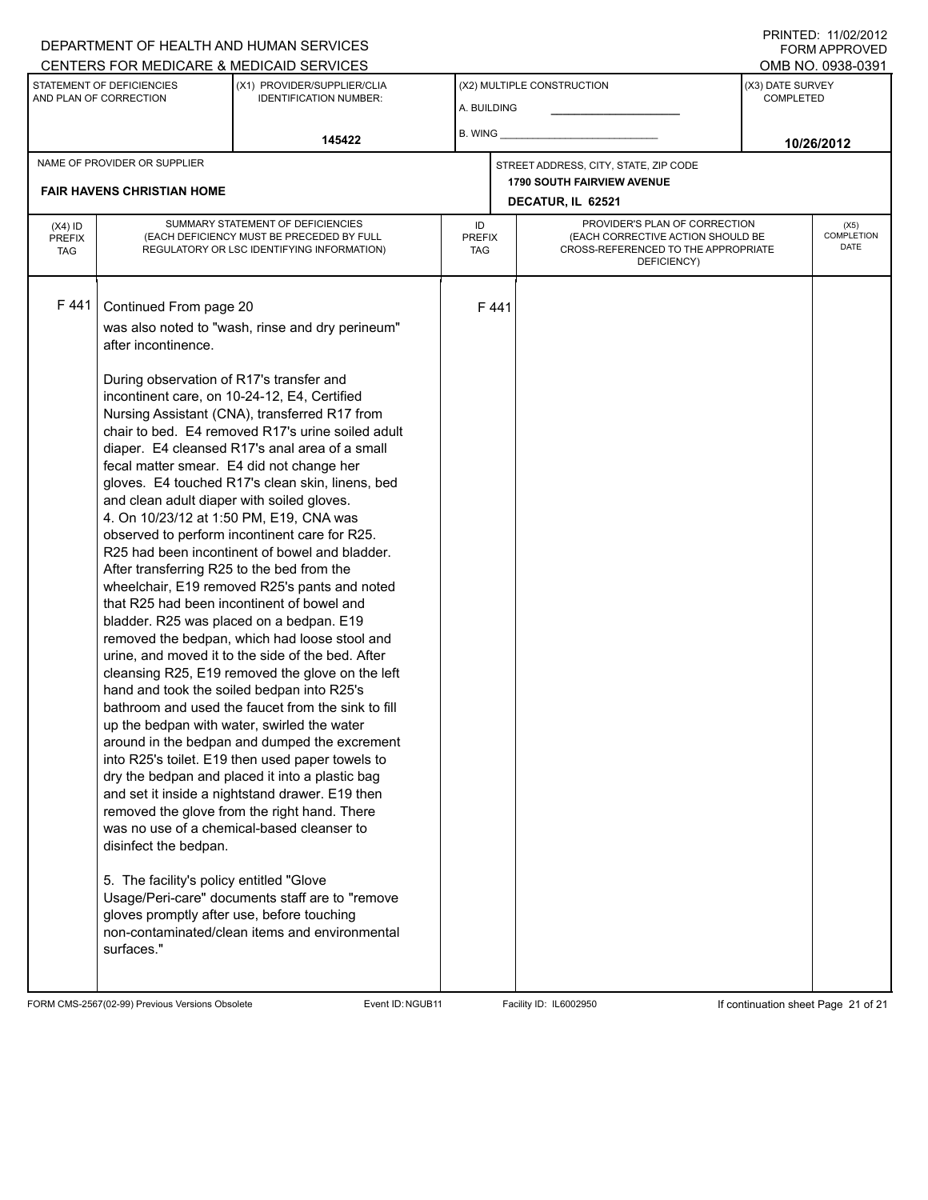DEPARTMENT OF HEALTH AND HUMAN SERVICES
CENTERS FOR MEDICARE & MEDICAID SERVICES

PRINTED: 11/02/2012
FORM APPROVED
OMB NO. 0938-0391

| STATEMENT OF DEFICIENCIES AND PLAN OF CORRECTION | (X1) PROVIDER/SUPPLIER/CLIA IDENTIFICATION NUMBER: | (X2) MULTIPLE CONSTRUCTION | (X3) DATE SURVEY COMPLETED |
|---|---|---|---|
| | 145422 | A. BUILDING<br>B. WING | 10/26/2012 |

| NAME OF PROVIDER OR SUPPLIER | STREET ADDRESS, CITY, STATE, ZIP CODE |
|---|---|
| FAIR HAVENS CHRISTIAN HOME | 1790 SOUTH FAIRVIEW AVENUE<br>DECATUR, IL 62521 |

| (X4) ID PREFIX TAG | SUMMARY STATEMENT OF DEFICIENCIES (EACH DEFICIENCY MUST BE PRECEDED BY FULL REGULATORY OR LSC IDENTIFYING INFORMATION) | ID PREFIX TAG | PROVIDER'S PLAN OF CORRECTION (EACH CORRECTIVE ACTION SHOULD BE CROSS-REFERENCED TO THE APPROPRIATE DEFICIENCY) | (X5) COMPLETION DATE |
|---|---|---|---|---|
| F 441 | Continued From page 20<br>was also noted to "wash, rinse and dry perineum" after incontinence.<br><br>During observation of R17's transfer and incontinent care, on 10-24-12, E4, Certified Nursing Assistant (CNA), transferred R17 from chair to bed. E4 removed R17's urine soiled adult diaper. E4 cleansed R17's anal area of a small fecal matter smear. E4 did not change her gloves. E4 touched R17's clean skin, linens, bed and clean adult diaper with soiled gloves.<br>4. On 10/23/12 at 1:50 PM, E19, CNA was observed to perform incontinent care for R25. R25 had been incontinent of bowel and bladder. After transferring R25 to the bed from the wheelchair, E19 removed R25's pants and noted that R25 had been incontinent of bowel and bladder. R25 was placed on a bedpan. E19 removed the bedpan, which had loose stool and urine, and moved it to the side of the bed. After cleansing R25, E19 removed the glove on the left hand and took the soiled bedpan into R25's bathroom and used the faucet from the sink to fill up the bedpan with water, swirled the water around in the bedpan and dumped the excrement into R25's toilet. E19 then used paper towels to dry the bedpan and placed it into a plastic bag and set it inside a nightstand drawer. E19 then removed the glove from the right hand. There was no use of a chemical-based cleanser to disinfect the bedpan.<br><br>5. The facility's policy entitled "Glove Usage/Peri-care" documents staff are to "remove gloves promptly after use, before touching non-contaminated/clean items and environmental surfaces." | F 441 | | |

FORM CMS-2567(02-99) Previous Versions Obsolete Event ID: NGUB11 Facility ID: IL6002950